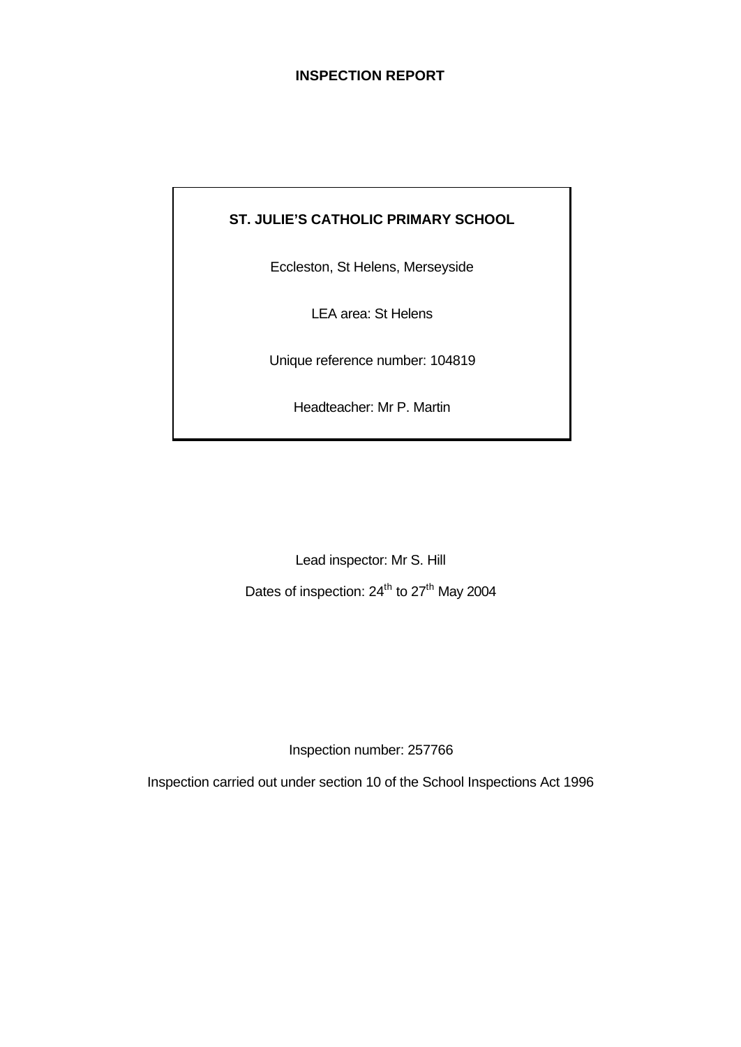# INSPECTION REPORT

**ST. JULIE'S CATHOLIC PRIMARY SCHOOL**

Eccleston, St Helens, Merseyside

LEA area: St Helens

Unique reference number: 104819

Headteacher: Mr P. Martin

Lead inspector: Mr S. Hill

Dates of inspection: 24th to 27th May 2004

Inspection number: 257766

Inspection carried out under section 10 of the School Inspections Act 1996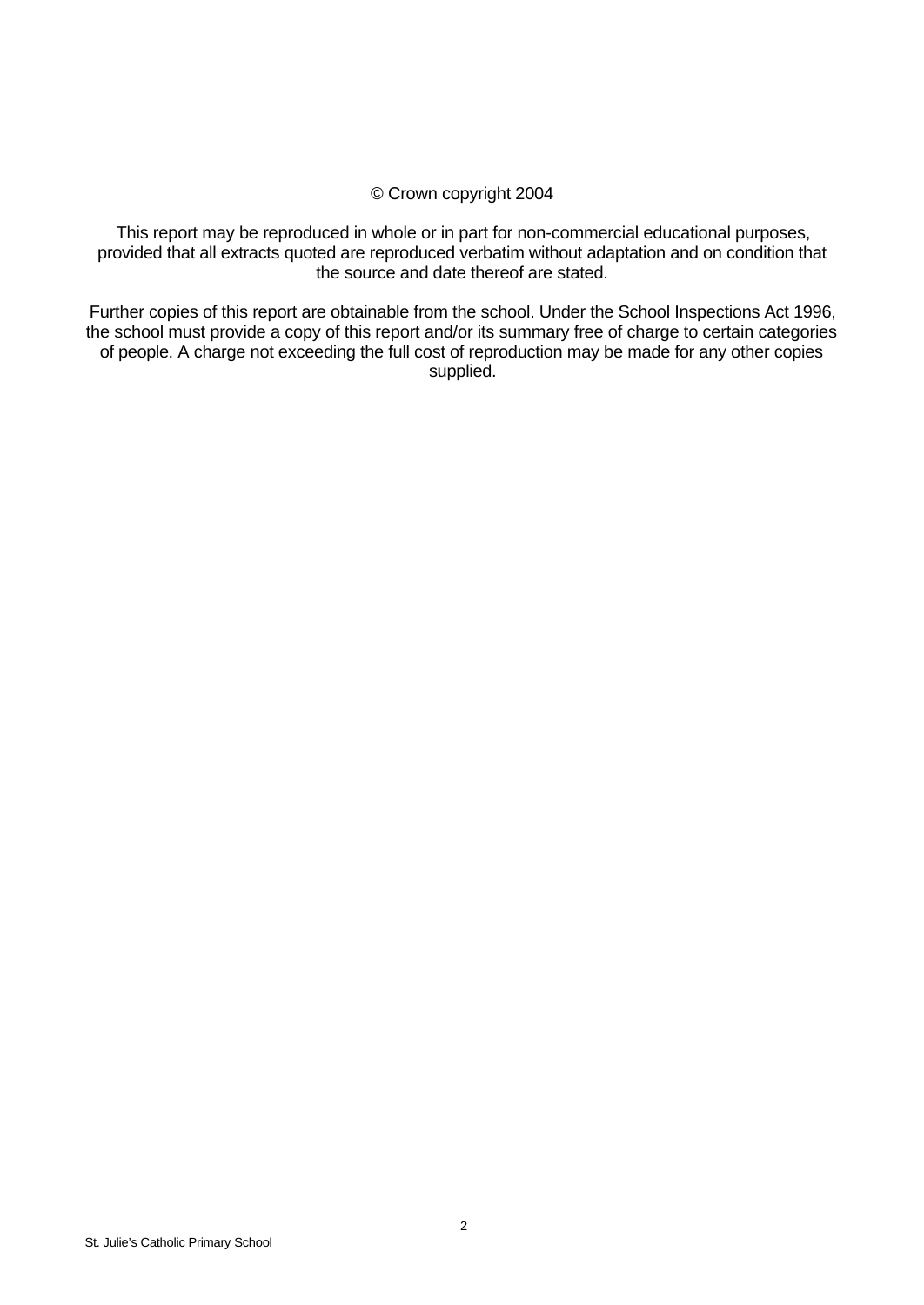© Crown copyright 2004

This report may be reproduced in whole or in part for non-commercial educational purposes, provided that all extracts quoted are reproduced verbatim without adaptation and on condition that the source and date thereof are stated.

Further copies of this report are obtainable from the school. Under the School Inspections Act 1996, the school must provide a copy of this report and/or its summary free of charge to certain categories of people. A charge not exceeding the full cost of reproduction may be made for any other copies supplied.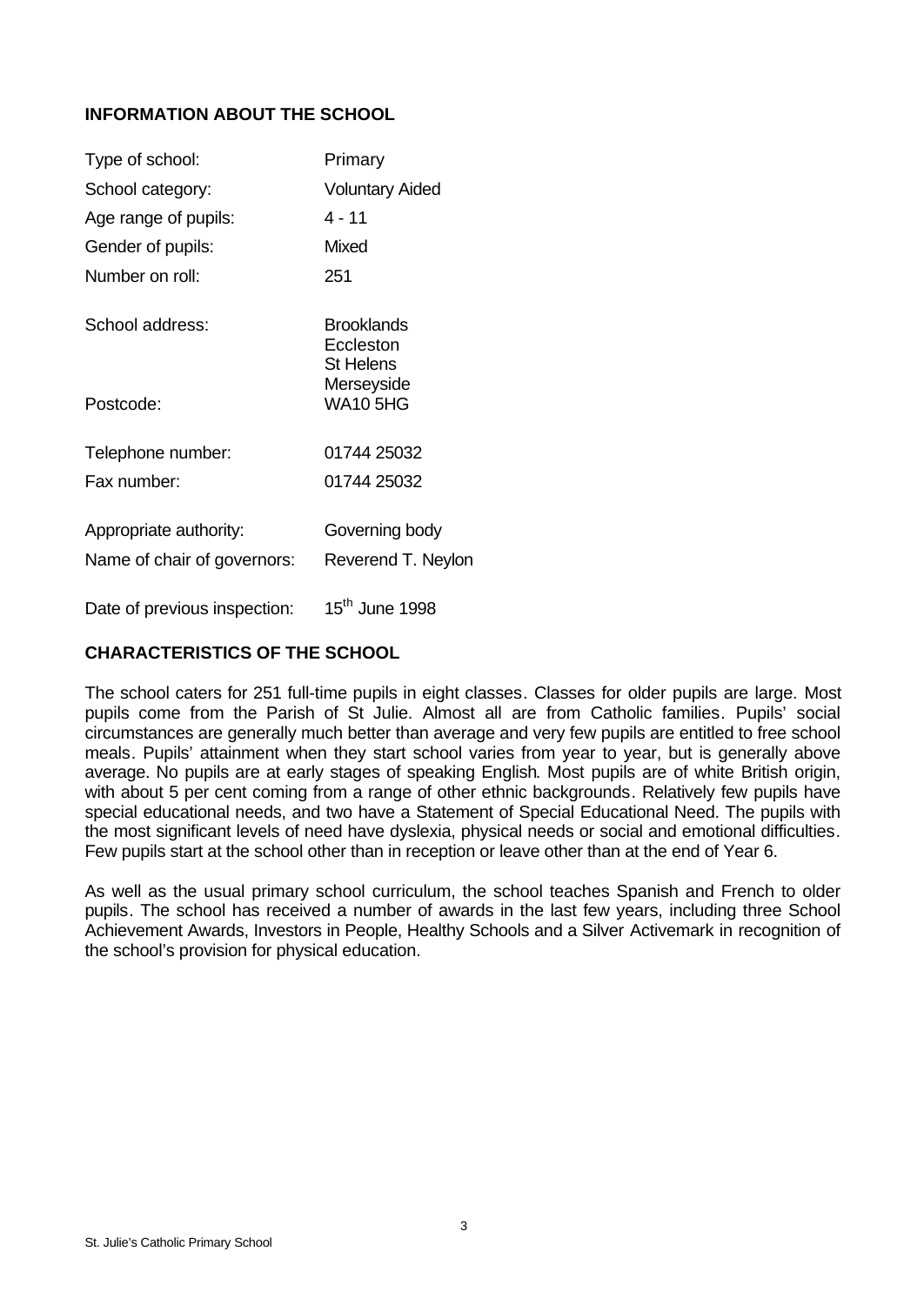## INFORMATION ABOUT THE SCHOOL

| | |
|---|---|
| Type of school: | Primary |
| School category: | Voluntary Aided |
| Age range of pupils: | 4 - 11 |
| Gender of pupils: | Mixed |
| Number on roll: | 251 |
| School address: | Brooklands<br>Eccleston<br>St Helens<br>Merseyside |
| Postcode: | WA10 5HG |
| Telephone number: | 01744 25032 |
| Fax number: | 01744 25032 |
| Appropriate authority: | Governing body |
| Name of chair of governors: | Reverend T. Neylon |
| Date of previous inspection: | 15th June 1998 |

## CHARACTERISTICS OF THE SCHOOL

The school caters for 251 full-time pupils in eight classes. Classes for older pupils are large. Most pupils come from the Parish of St Julie. Almost all are from Catholic families. Pupils' social circumstances are generally much better than average and very few pupils are entitled to free school meals. Pupils' attainment when they start school varies from year to year, but is generally above average. No pupils are at early stages of speaking English. Most pupils are of white British origin, with about 5 per cent coming from a range of other ethnic backgrounds. Relatively few pupils have special educational needs, and two have a Statement of Special Educational Need. The pupils with the most significant levels of need have dyslexia, physical needs or social and emotional difficulties. Few pupils start at the school other than in reception or leave other than at the end of Year 6.

As well as the usual primary school curriculum, the school teaches Spanish and French to older pupils. The school has received a number of awards in the last few years, including three School Achievement Awards, Investors in People, Healthy Schools and a Silver Activemark in recognition of the school's provision for physical education.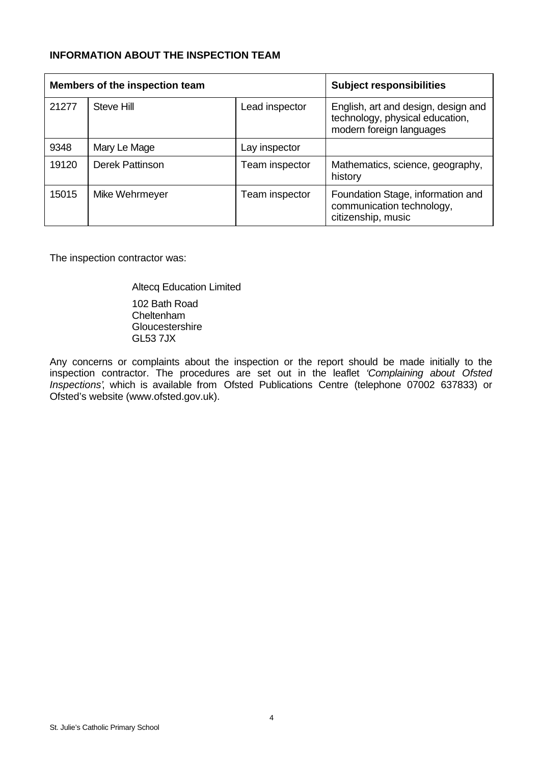**INFORMATION ABOUT THE INSPECTION TEAM**

| Members of the inspection team | | | Subject responsibilities |
|---|---|---|---|
| 21277 | Steve Hill | Lead inspector | English, art and design, design and technology, physical education, modern foreign languages |
| 9348 | Mary Le Mage | Lay inspector | |
| 19120 | Derek Pattinson | Team inspector | Mathematics, science, geography, history |
| 15015 | Mike Wehrmeyer | Team inspector | Foundation Stage, information and communication technology, citizenship, music |

The inspection contractor was:

Altecq Education Limited

102 Bath Road
Cheltenham
Gloucestershire
GL53 7JX

Any concerns or complaints about the inspection or the report should be made initially to the inspection contractor. The procedures are set out in the leaflet *'Complaining about Ofsted Inspections'*, which is available from Ofsted Publications Centre (telephone 07002 637833) or Ofsted's website (www.ofsted.gov.uk).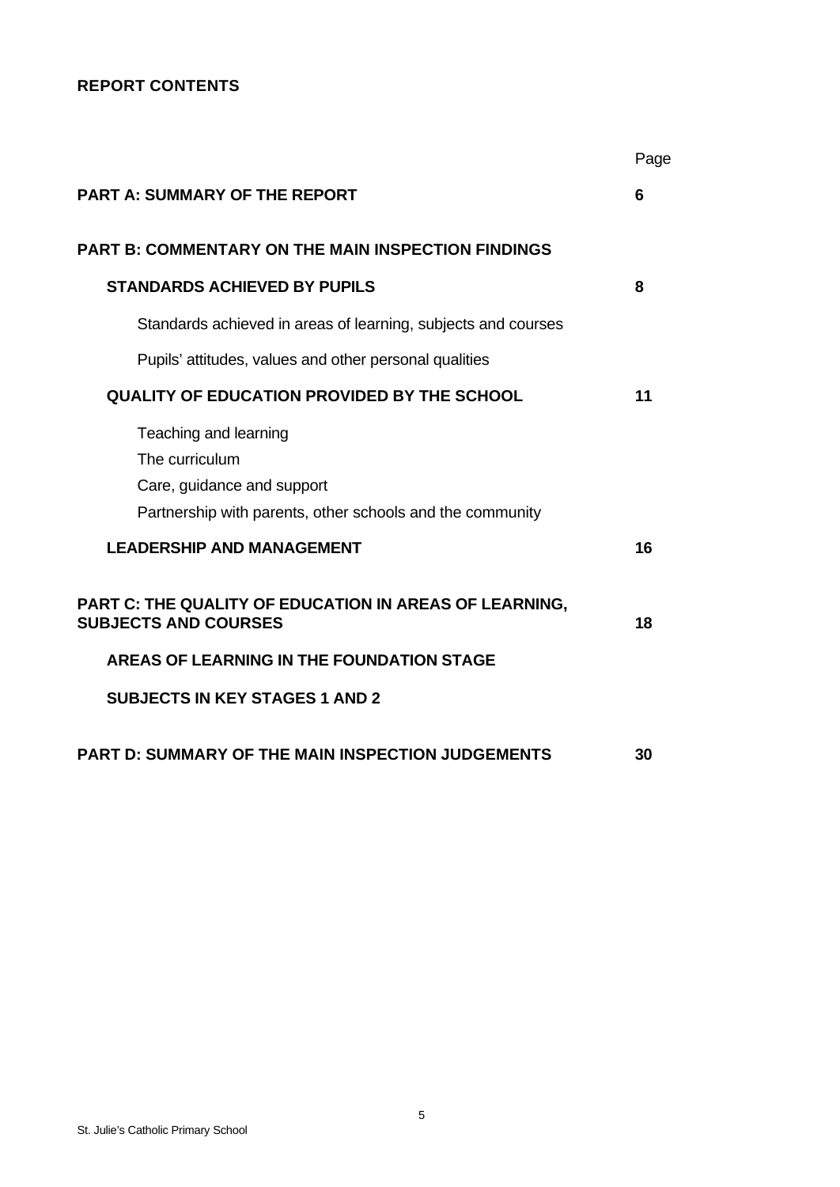## REPORT CONTENTS

| | Page |
|---|---|
| **PART A: SUMMARY OF THE REPORT** | **6** |
| **PART B: COMMENTARY ON THE MAIN INSPECTION FINDINGS** | |
| **STANDARDS ACHIEVED BY PUPILS** | **8** |
| Standards achieved in areas of learning, subjects and courses | |
| Pupils' attitudes, values and other personal qualities | |
| **QUALITY OF EDUCATION PROVIDED BY THE SCHOOL** | **11** |
| Teaching and learning | |
| The curriculum | |
| Care, guidance and support | |
| Partnership with parents, other schools and the community | |
| **LEADERSHIP AND MANAGEMENT** | **16** |
| **PART C: THE QUALITY OF EDUCATION IN AREAS OF LEARNING, SUBJECTS AND COURSES** | **18** |
| **AREAS OF LEARNING IN THE FOUNDATION STAGE** | |
| **SUBJECTS IN KEY STAGES 1 AND 2** | |
| **PART D: SUMMARY OF THE MAIN INSPECTION JUDGEMENTS** | **30** |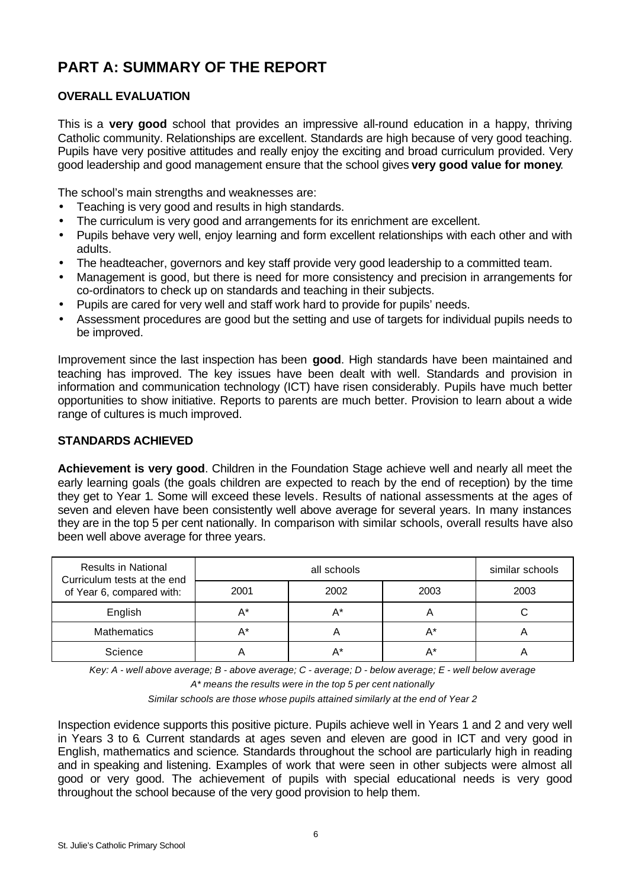# PART A: SUMMARY OF THE REPORT

## OVERALL EVALUATION

This is a **very good** school that provides an impressive all-round education in a happy, thriving Catholic community. Relationships are excellent. Standards are high because of very good teaching. Pupils have very positive attitudes and really enjoy the exciting and broad curriculum provided. Very good leadership and good management ensure that the school gives **very good value for money**.

The school's main strengths and weaknesses are:

- Teaching is very good and results in high standards.
- The curriculum is very good and arrangements for its enrichment are excellent.
- Pupils behave very well, enjoy learning and form excellent relationships with each other and with adults.
- The headteacher, governors and key staff provide very good leadership to a committed team.
- Management is good, but there is need for more consistency and precision in arrangements for co-ordinators to check up on standards and teaching in their subjects.
- Pupils are cared for very well and staff work hard to provide for pupils' needs.
- Assessment procedures are good but the setting and use of targets for individual pupils needs to be improved.

Improvement since the last inspection has been **good**. High standards have been maintained and teaching has improved. The key issues have been dealt with well. Standards and provision in information and communication technology (ICT) have risen considerably. Pupils have much better opportunities to show initiative. Reports to parents are much better. Provision to learn about a wide range of cultures is much improved.

## STANDARDS ACHIEVED

**Achievement is very good**. Children in the Foundation Stage achieve well and nearly all meet the early learning goals (the goals children are expected to reach by the end of reception) by the time they get to Year 1. Some will exceed these levels. Results of national assessments at the ages of seven and eleven have been consistently well above average for several years. In many instances they are in the top 5 per cent nationally. In comparison with similar schools, overall results have also been well above average for three years.

| Results in National Curriculum tests at the end of Year 6, compared with: | all schools | | | similar schools |
|---|---|---|---|---|
| | 2001 | 2002 | 2003 | 2003 |
| English | A* | A* | A | C |
| Mathematics | A* | A | A* | A |
| Science | A | A* | A* | A |

*Key: A - well above average; B - above average; C - average; D - below average; E - well below average*

*A\* means the results were in the top 5 per cent nationally*

*Similar schools are those whose pupils attained similarly at the end of Year 2*

Inspection evidence supports this positive picture. Pupils achieve well in Years 1 and 2 and very well in Years 3 to 6. Current standards at ages seven and eleven are good in ICT and very good in English, mathematics and science. Standards throughout the school are particularly high in reading and in speaking and listening. Examples of work that were seen in other subjects were almost all good or very good. The achievement of pupils with special educational needs is very good throughout the school because of the very good provision to help them.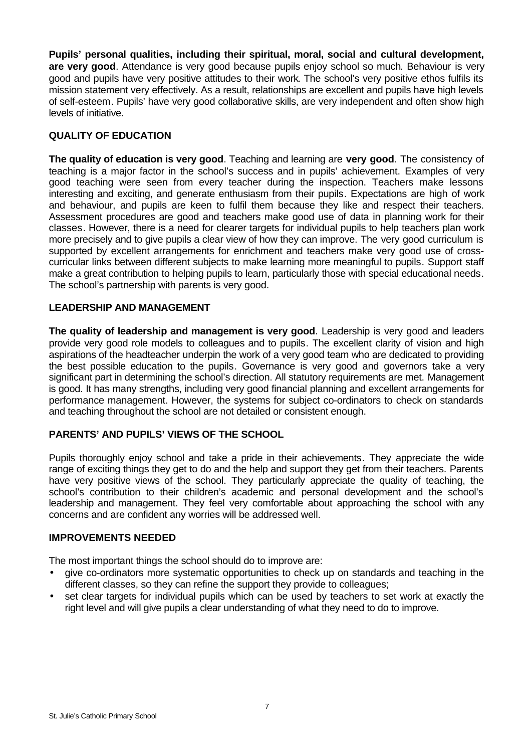**Pupils' personal qualities, including their spiritual, moral, social and cultural development, are very good**. Attendance is very good because pupils enjoy school so much. Behaviour is very good and pupils have very positive attitudes to their work. The school's very positive ethos fulfils its mission statement very effectively. As a result, relationships are excellent and pupils have high levels of self-esteem. Pupils' have very good collaborative skills, are very independent and often show high levels of initiative.

## QUALITY OF EDUCATION

**The quality of education is very good**. Teaching and learning are **very good**. The consistency of teaching is a major factor in the school's success and in pupils' achievement. Examples of very good teaching were seen from every teacher during the inspection. Teachers make lessons interesting and exciting, and generate enthusiasm from their pupils. Expectations are high of work and behaviour, and pupils are keen to fulfil them because they like and respect their teachers. Assessment procedures are good and teachers make good use of data in planning work for their classes. However, there is a need for clearer targets for individual pupils to help teachers plan work more precisely and to give pupils a clear view of how they can improve. The very good curriculum is supported by excellent arrangements for enrichment and teachers make very good use of cross-curricular links between different subjects to make learning more meaningful to pupils. Support staff make a great contribution to helping pupils to learn, particularly those with special educational needs. The school's partnership with parents is very good.

## LEADERSHIP AND MANAGEMENT

**The quality of leadership and management is very good**. Leadership is very good and leaders provide very good role models to colleagues and to pupils. The excellent clarity of vision and high aspirations of the headteacher underpin the work of a very good team who are dedicated to providing the best possible education to the pupils. Governance is very good and governors take a very significant part in determining the school's direction. All statutory requirements are met. Management is good. It has many strengths, including very good financial planning and excellent arrangements for performance management. However, the systems for subject co-ordinators to check on standards and teaching throughout the school are not detailed or consistent enough.

## PARENTS' AND PUPILS' VIEWS OF THE SCHOOL

Pupils thoroughly enjoy school and take a pride in their achievements. They appreciate the wide range of exciting things they get to do and the help and support they get from their teachers. Parents have very positive views of the school. They particularly appreciate the quality of teaching, the school's contribution to their children's academic and personal development and the school's leadership and management. They feel very comfortable about approaching the school with any concerns and are confident any worries will be addressed well.

## IMPROVEMENTS NEEDED

The most important things the school should do to improve are:

- give co-ordinators more systematic opportunities to check up on standards and teaching in the different classes, so they can refine the support they provide to colleagues;
- set clear targets for individual pupils which can be used by teachers to set work at exactly the right level and will give pupils a clear understanding of what they need to do to improve.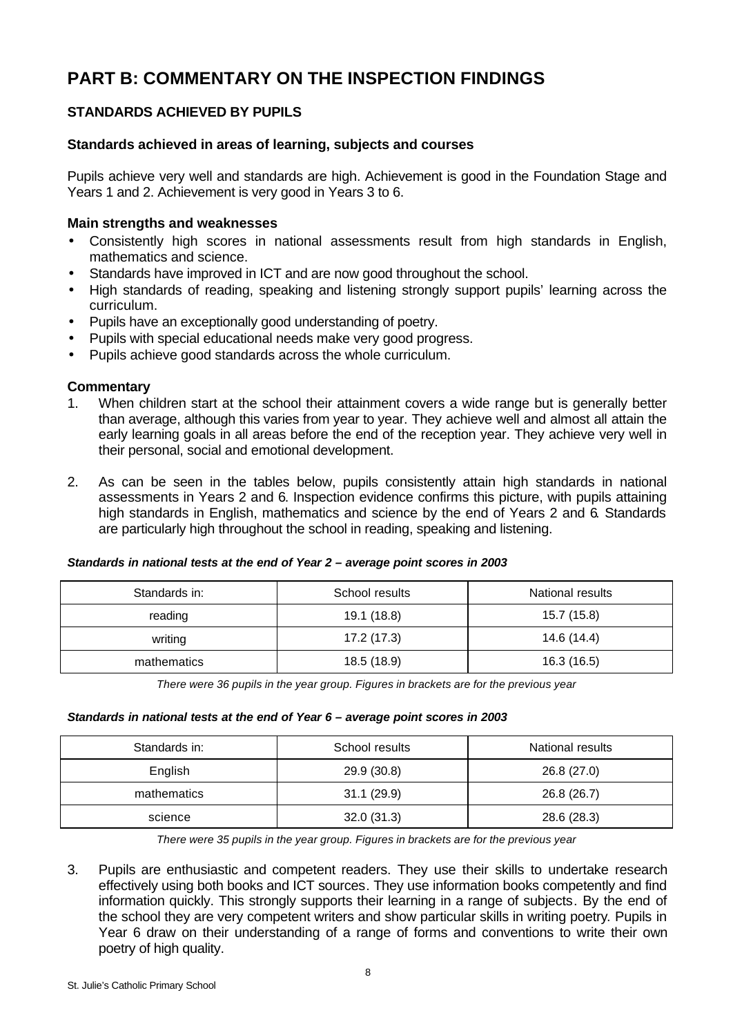# PART B: COMMENTARY ON THE INSPECTION FINDINGS

## STANDARDS ACHIEVED BY PUPILS

### Standards achieved in areas of learning, subjects and courses

Pupils achieve very well and standards are high. Achievement is good in the Foundation Stage and Years 1 and 2. Achievement is very good in Years 3 to 6.

### Main strengths and weaknesses

- Consistently high scores in national assessments result from high standards in English, mathematics and science.
- Standards have improved in ICT and are now good throughout the school.
- High standards of reading, speaking and listening strongly support pupils' learning across the curriculum.
- Pupils have an exceptionally good understanding of poetry.
- Pupils with special educational needs make very good progress.
- Pupils achieve good standards across the whole curriculum.

### Commentary

1. When children start at the school their attainment covers a wide range but is generally better than average, although this varies from year to year. They achieve well and almost all attain the early learning goals in all areas before the end of the reception year. They achieve very well in their personal, social and emotional development.

2. As can be seen in the tables below, pupils consistently attain high standards in national assessments in Years 2 and 6. Inspection evidence confirms this picture, with pupils attaining high standards in English, mathematics and science by the end of Years 2 and 6. Standards are particularly high throughout the school in reading, speaking and listening.

***Standards in national tests at the end of Year 2 – average point scores in 2003***

| Standards in: | School results | National results |
|---|---|---|
| reading | 19.1 (18.8) | 15.7 (15.8) |
| writing | 17.2 (17.3) | 14.6 (14.4) |
| mathematics | 18.5 (18.9) | 16.3 (16.5) |

*There were 36 pupils in the year group. Figures in brackets are for the previous year*

***Standards in national tests at the end of Year 6 – average point scores in 2003***

| Standards in: | School results | National results |
|---|---|---|
| English | 29.9 (30.8) | 26.8 (27.0) |
| mathematics | 31.1 (29.9) | 26.8 (26.7) |
| science | 32.0 (31.3) | 28.6 (28.3) |

*There were 35 pupils in the year group. Figures in brackets are for the previous year*

3. Pupils are enthusiastic and competent readers. They use their skills to undertake research effectively using both books and ICT sources. They use information books competently and find information quickly. This strongly supports their learning in a range of subjects. By the end of the school they are very competent writers and show particular skills in writing poetry. Pupils in Year 6 draw on their understanding of a range of forms and conventions to write their own poetry of high quality.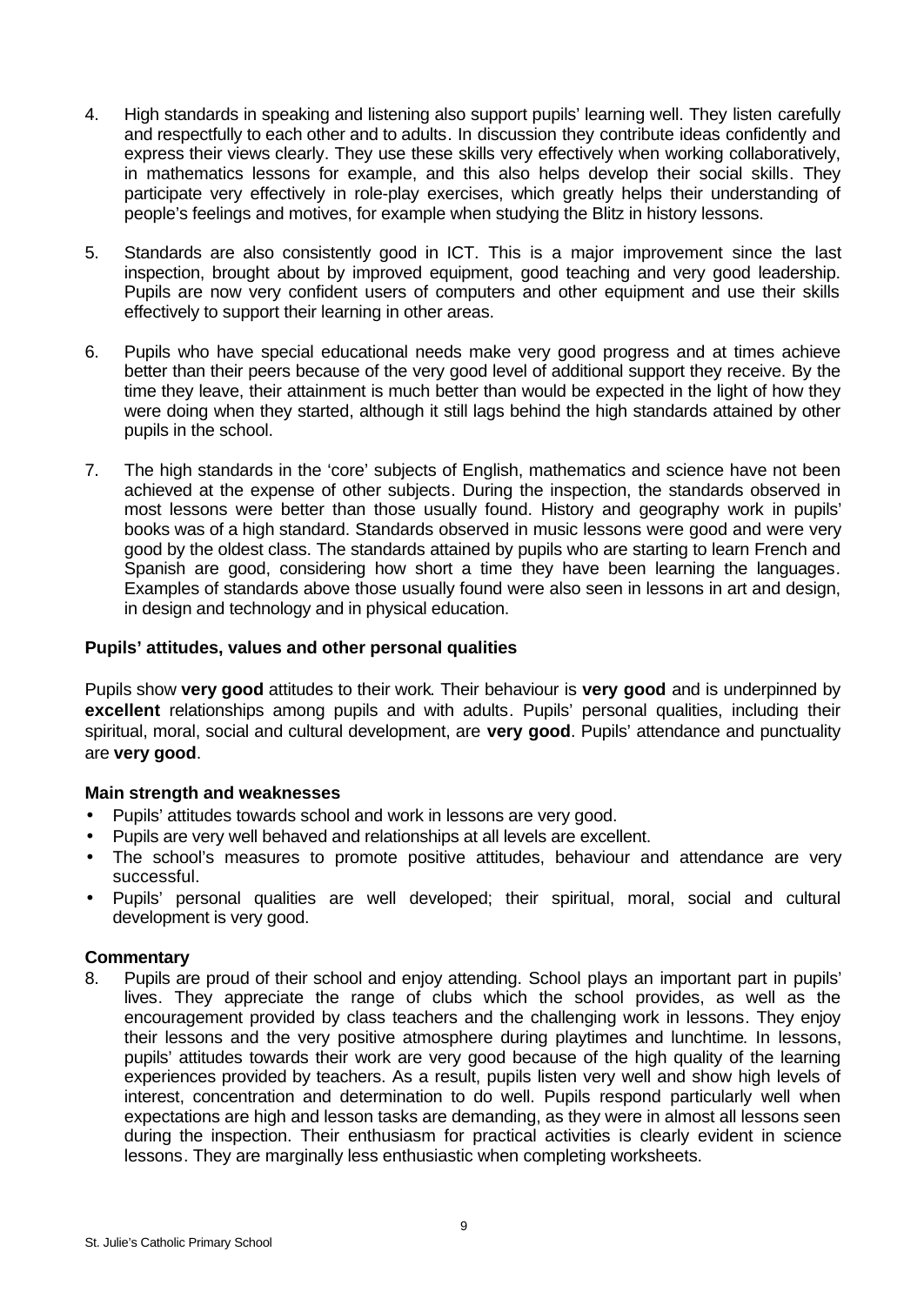4. High standards in speaking and listening also support pupils' learning well. They listen carefully and respectfully to each other and to adults. In discussion they contribute ideas confidently and express their views clearly. They use these skills very effectively when working collaboratively, in mathematics lessons for example, and this also helps develop their social skills. They participate very effectively in role-play exercises, which greatly helps their understanding of people's feelings and motives, for example when studying the Blitz in history lessons.

5. Standards are also consistently good in ICT. This is a major improvement since the last inspection, brought about by improved equipment, good teaching and very good leadership. Pupils are now very confident users of computers and other equipment and use their skills effectively to support their learning in other areas.

6. Pupils who have special educational needs make very good progress and at times achieve better than their peers because of the very good level of additional support they receive. By the time they leave, their attainment is much better than would be expected in the light of how they were doing when they started, although it still lags behind the high standards attained by other pupils in the school.

7. The high standards in the 'core' subjects of English, mathematics and science have not been achieved at the expense of other subjects. During the inspection, the standards observed in most lessons were better than those usually found. History and geography work in pupils' books was of a high standard. Standards observed in music lessons were good and were very good by the oldest class. The standards attained by pupils who are starting to learn French and Spanish are good, considering how short a time they have been learning the languages. Examples of standards above those usually found were also seen in lessons in art and design, in design and technology and in physical education.

### Pupils' attitudes, values and other personal qualities

Pupils show **very good** attitudes to their work. Their behaviour is **very good** and is underpinned by **excellent** relationships among pupils and with adults. Pupils' personal qualities, including their spiritual, moral, social and cultural development, are **very good**. Pupils' attendance and punctuality are **very good**.

#### Main strength and weaknesses

- Pupils' attitudes towards school and work in lessons are very good.
- Pupils are very well behaved and relationships at all levels are excellent.
- The school's measures to promote positive attitudes, behaviour and attendance are very successful.
- Pupils' personal qualities are well developed; their spiritual, moral, social and cultural development is very good.

#### Commentary

8. Pupils are proud of their school and enjoy attending. School plays an important part in pupils' lives. They appreciate the range of clubs which the school provides, as well as the encouragement provided by class teachers and the challenging work in lessons. They enjoy their lessons and the very positive atmosphere during playtimes and lunchtime. In lessons, pupils' attitudes towards their work are very good because of the high quality of the learning experiences provided by teachers. As a result, pupils listen very well and show high levels of interest, concentration and determination to do well. Pupils respond particularly well when expectations are high and lesson tasks are demanding, as they were in almost all lessons seen during the inspection. Their enthusiasm for practical activities is clearly evident in science lessons. They are marginally less enthusiastic when completing worksheets.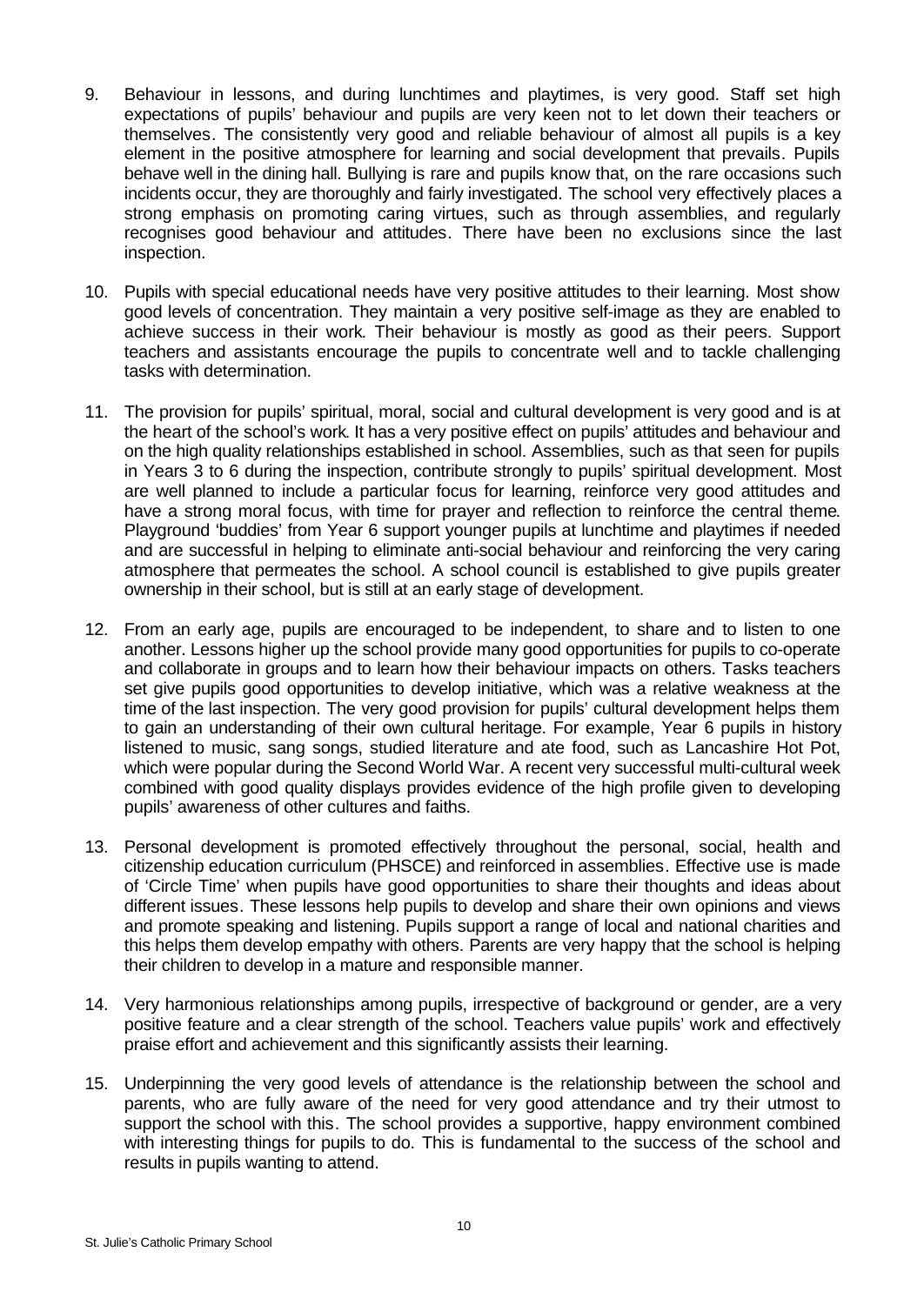9. Behaviour in lessons, and during lunchtimes and playtimes, is very good. Staff set high expectations of pupils' behaviour and pupils are very keen not to let down their teachers or themselves. The consistently very good and reliable behaviour of almost all pupils is a key element in the positive atmosphere for learning and social development that prevails. Pupils behave well in the dining hall. Bullying is rare and pupils know that, on the rare occasions such incidents occur, they are thoroughly and fairly investigated. The school very effectively places a strong emphasis on promoting caring virtues, such as through assemblies, and regularly recognises good behaviour and attitudes. There have been no exclusions since the last inspection.

10. Pupils with special educational needs have very positive attitudes to their learning. Most show good levels of concentration. They maintain a very positive self-image as they are enabled to achieve success in their work. Their behaviour is mostly as good as their peers. Support teachers and assistants encourage the pupils to concentrate well and to tackle challenging tasks with determination.

11. The provision for pupils' spiritual, moral, social and cultural development is very good and is at the heart of the school's work. It has a very positive effect on pupils' attitudes and behaviour and on the high quality relationships established in school. Assemblies, such as that seen for pupils in Years 3 to 6 during the inspection, contribute strongly to pupils' spiritual development. Most are well planned to include a particular focus for learning, reinforce very good attitudes and have a strong moral focus, with time for prayer and reflection to reinforce the central theme. Playground 'buddies' from Year 6 support younger pupils at lunchtime and playtimes if needed and are successful in helping to eliminate anti-social behaviour and reinforcing the very caring atmosphere that permeates the school. A school council is established to give pupils greater ownership in their school, but is still at an early stage of development.

12. From an early age, pupils are encouraged to be independent, to share and to listen to one another. Lessons higher up the school provide many good opportunities for pupils to co-operate and collaborate in groups and to learn how their behaviour impacts on others. Tasks teachers set give pupils good opportunities to develop initiative, which was a relative weakness at the time of the last inspection. The very good provision for pupils' cultural development helps them to gain an understanding of their own cultural heritage. For example, Year 6 pupils in history listened to music, sang songs, studied literature and ate food, such as Lancashire Hot Pot, which were popular during the Second World War. A recent very successful multi-cultural week combined with good quality displays provides evidence of the high profile given to developing pupils' awareness of other cultures and faiths.

13. Personal development is promoted effectively throughout the personal, social, health and citizenship education curriculum (PHSCE) and reinforced in assemblies. Effective use is made of 'Circle Time' when pupils have good opportunities to share their thoughts and ideas about different issues. These lessons help pupils to develop and share their own opinions and views and promote speaking and listening. Pupils support a range of local and national charities and this helps them develop empathy with others. Parents are very happy that the school is helping their children to develop in a mature and responsible manner.

14. Very harmonious relationships among pupils, irrespective of background or gender, are a very positive feature and a clear strength of the school. Teachers value pupils' work and effectively praise effort and achievement and this significantly assists their learning.

15. Underpinning the very good levels of attendance is the relationship between the school and parents, who are fully aware of the need for very good attendance and try their utmost to support the school with this. The school provides a supportive, happy environment combined with interesting things for pupils to do. This is fundamental to the success of the school and results in pupils wanting to attend.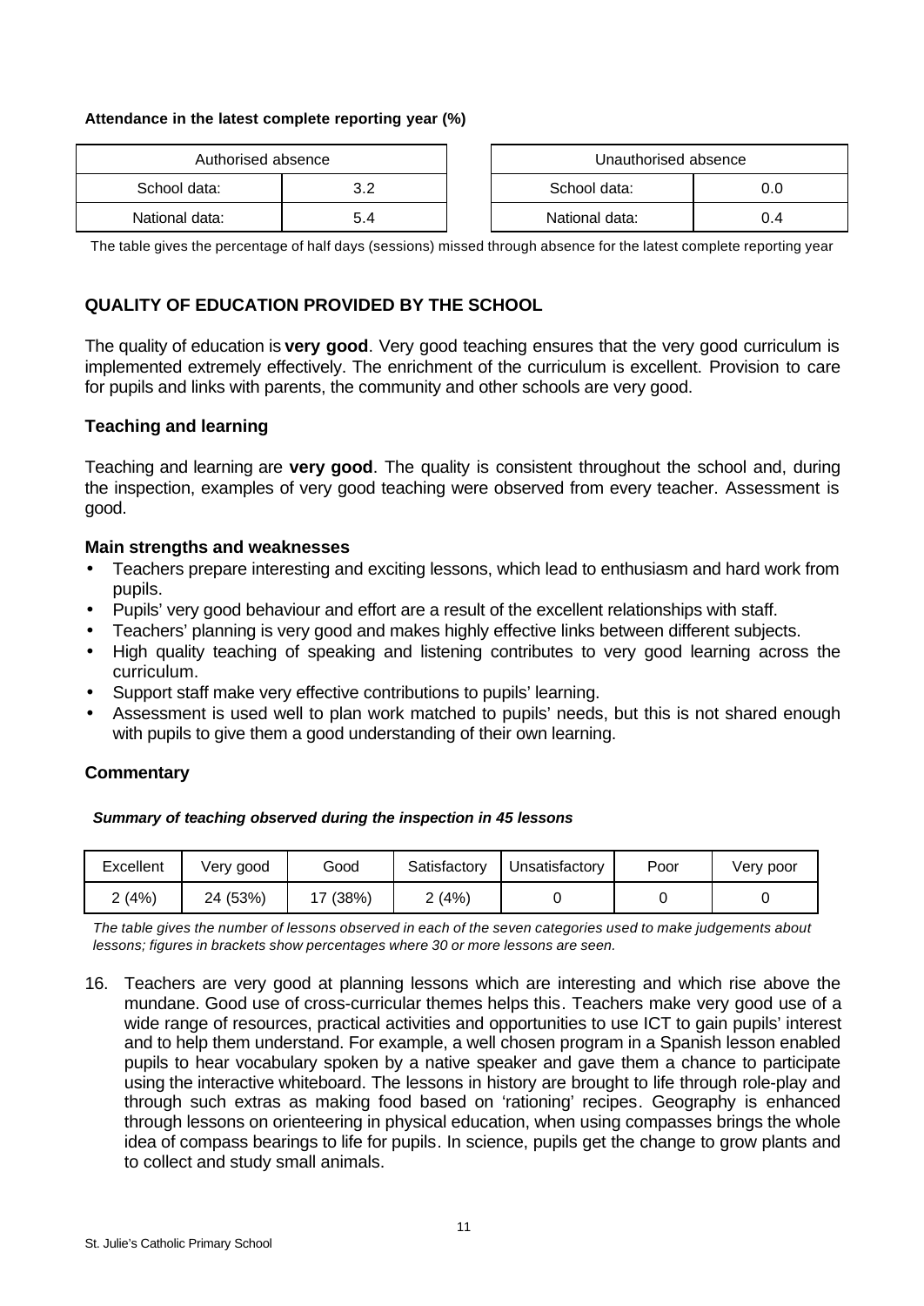**Attendance in the latest complete reporting year (%)**

| Authorised absence | |
|---|---|
| School data: | 3.2 |
| National data: | 5.4 |

| Unauthorised absence | |
|---|---|
| School data: | 0.0 |
| National data: | 0.4 |

The table gives the percentage of half days (sessions) missed through absence for the latest complete reporting year

## QUALITY OF EDUCATION PROVIDED BY THE SCHOOL

The quality of education is **very good**. Very good teaching ensures that the very good curriculum is implemented extremely effectively. The enrichment of the curriculum is excellent. Provision to care for pupils and links with parents, the community and other schools are very good.

### Teaching and learning

Teaching and learning are **very good**. The quality is consistent throughout the school and, during the inspection, examples of very good teaching were observed from every teacher. Assessment is good.

#### Main strengths and weaknesses

- Teachers prepare interesting and exciting lessons, which lead to enthusiasm and hard work from pupils.
- Pupils' very good behaviour and effort are a result of the excellent relationships with staff.
- Teachers' planning is very good and makes highly effective links between different subjects.
- High quality teaching of speaking and listening contributes to very good learning across the curriculum.
- Support staff make very effective contributions to pupils' learning.
- Assessment is used well to plan work matched to pupils' needs, but this is not shared enough with pupils to give them a good understanding of their own learning.

### Commentary

***Summary of teaching observed during the inspection in 45 lessons***

| Excellent | Very good | Good | Satisfactory | Unsatisfactory | Poor | Very poor |
|---|---|---|---|---|---|---|
| 2 (4%) | 24 (53%) | 17 (38%) | 2 (4%) | 0 | 0 | 0 |

*The table gives the number of lessons observed in each of the seven categories used to make judgements about lessons; figures in brackets show percentages where 30 or more lessons are seen.*

16. Teachers are very good at planning lessons which are interesting and which rise above the mundane. Good use of cross-curricular themes helps this. Teachers make very good use of a wide range of resources, practical activities and opportunities to use ICT to gain pupils' interest and to help them understand. For example, a well chosen program in a Spanish lesson enabled pupils to hear vocabulary spoken by a native speaker and gave them a chance to participate using the interactive whiteboard. The lessons in history are brought to life through role-play and through such extras as making food based on 'rationing' recipes. Geography is enhanced through lessons on orienteering in physical education, when using compasses brings the whole idea of compass bearings to life for pupils. In science, pupils get the change to grow plants and to collect and study small animals.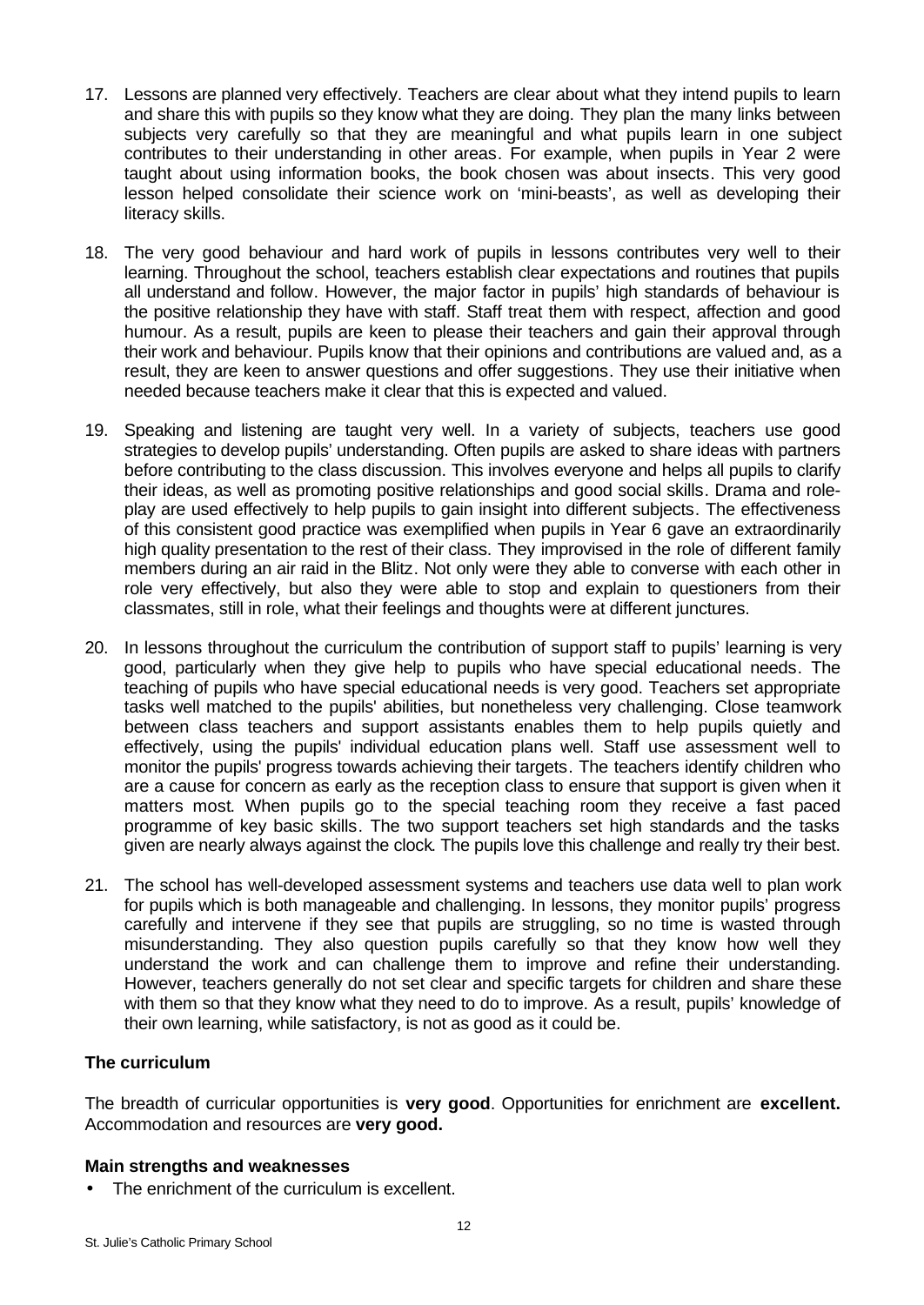17. Lessons are planned very effectively. Teachers are clear about what they intend pupils to learn and share this with pupils so they know what they are doing. They plan the many links between subjects very carefully so that they are meaningful and what pupils learn in one subject contributes to their understanding in other areas. For example, when pupils in Year 2 were taught about using information books, the book chosen was about insects. This very good lesson helped consolidate their science work on 'mini-beasts', as well as developing their literacy skills.

18. The very good behaviour and hard work of pupils in lessons contributes very well to their learning. Throughout the school, teachers establish clear expectations and routines that pupils all understand and follow. However, the major factor in pupils' high standards of behaviour is the positive relationship they have with staff. Staff treat them with respect, affection and good humour. As a result, pupils are keen to please their teachers and gain their approval through their work and behaviour. Pupils know that their opinions and contributions are valued and, as a result, they are keen to answer questions and offer suggestions. They use their initiative when needed because teachers make it clear that this is expected and valued.

19. Speaking and listening are taught very well. In a variety of subjects, teachers use good strategies to develop pupils' understanding. Often pupils are asked to share ideas with partners before contributing to the class discussion. This involves everyone and helps all pupils to clarify their ideas, as well as promoting positive relationships and good social skills. Drama and role-play are used effectively to help pupils to gain insight into different subjects. The effectiveness of this consistent good practice was exemplified when pupils in Year 6 gave an extraordinarily high quality presentation to the rest of their class. They improvised in the role of different family members during an air raid in the Blitz. Not only were they able to converse with each other in role very effectively, but also they were able to stop and explain to questioners from their classmates, still in role, what their feelings and thoughts were at different junctures.

20. In lessons throughout the curriculum the contribution of support staff to pupils' learning is very good, particularly when they give help to pupils who have special educational needs. The teaching of pupils who have special educational needs is very good. Teachers set appropriate tasks well matched to the pupils' abilities, but nonetheless very challenging. Close teamwork between class teachers and support assistants enables them to help pupils quietly and effectively, using the pupils' individual education plans well. Staff use assessment well to monitor the pupils' progress towards achieving their targets. The teachers identify children who are a cause for concern as early as the reception class to ensure that support is given when it matters most. When pupils go to the special teaching room they receive a fast paced programme of key basic skills. The two support teachers set high standards and the tasks given are nearly always against the clock. The pupils love this challenge and really try their best.

21. The school has well-developed assessment systems and teachers use data well to plan work for pupils which is both manageable and challenging. In lessons, they monitor pupils' progress carefully and intervene if they see that pupils are struggling, so no time is wasted through misunderstanding. They also question pupils carefully so that they know how well they understand the work and can challenge them to improve and refine their understanding. However, teachers generally do not set clear and specific targets for children and share these with them so that they know what they need to do to improve. As a result, pupils' knowledge of their own learning, while satisfactory, is not as good as it could be.

### The curriculum

The breadth of curricular opportunities is **very good**. Opportunities for enrichment are **excellent.** Accommodation and resources are **very good.**

#### Main strengths and weaknesses

- The enrichment of the curriculum is excellent.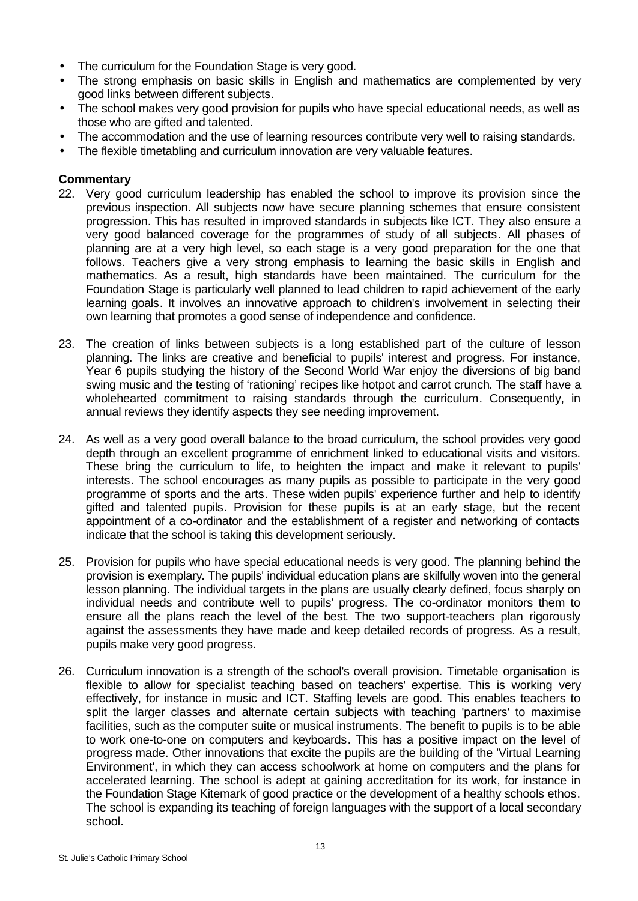- The curriculum for the Foundation Stage is very good.
- The strong emphasis on basic skills in English and mathematics are complemented by very good links between different subjects.
- The school makes very good provision for pupils who have special educational needs, as well as those who are gifted and talented.
- The accommodation and the use of learning resources contribute very well to raising standards.
- The flexible timetabling and curriculum innovation are very valuable features.

**Commentary**

22. Very good curriculum leadership has enabled the school to improve its provision since the previous inspection. All subjects now have secure planning schemes that ensure consistent progression. This has resulted in improved standards in subjects like ICT. They also ensure a very good balanced coverage for the programmes of study of all subjects. All phases of planning are at a very high level, so each stage is a very good preparation for the one that follows. Teachers give a very strong emphasis to learning the basic skills in English and mathematics. As a result, high standards have been maintained. The curriculum for the Foundation Stage is particularly well planned to lead children to rapid achievement of the early learning goals. It involves an innovative approach to children's involvement in selecting their own learning that promotes a good sense of independence and confidence.

23. The creation of links between subjects is a long established part of the culture of lesson planning. The links are creative and beneficial to pupils' interest and progress. For instance, Year 6 pupils studying the history of the Second World War enjoy the diversions of big band swing music and the testing of 'rationing' recipes like hotpot and carrot crunch. The staff have a wholehearted commitment to raising standards through the curriculum. Consequently, in annual reviews they identify aspects they see needing improvement.

24. As well as a very good overall balance to the broad curriculum, the school provides very good depth through an excellent programme of enrichment linked to educational visits and visitors. These bring the curriculum to life, to heighten the impact and make it relevant to pupils' interests. The school encourages as many pupils as possible to participate in the very good programme of sports and the arts. These widen pupils' experience further and help to identify gifted and talented pupils. Provision for these pupils is at an early stage, but the recent appointment of a co-ordinator and the establishment of a register and networking of contacts indicate that the school is taking this development seriously.

25. Provision for pupils who have special educational needs is very good. The planning behind the provision is exemplary. The pupils' individual education plans are skilfully woven into the general lesson planning. The individual targets in the plans are usually clearly defined, focus sharply on individual needs and contribute well to pupils' progress. The co-ordinator monitors them to ensure all the plans reach the level of the best. The two support-teachers plan rigorously against the assessments they have made and keep detailed records of progress. As a result, pupils make very good progress.

26. Curriculum innovation is a strength of the school's overall provision. Timetable organisation is flexible to allow for specialist teaching based on teachers' expertise. This is working very effectively, for instance in music and ICT. Staffing levels are good. This enables teachers to split the larger classes and alternate certain subjects with teaching 'partners' to maximise facilities, such as the computer suite or musical instruments. The benefit to pupils is to be able to work one-to-one on computers and keyboards. This has a positive impact on the level of progress made. Other innovations that excite the pupils are the building of the 'Virtual Learning Environment', in which they can access schoolwork at home on computers and the plans for accelerated learning. The school is adept at gaining accreditation for its work, for instance in the Foundation Stage Kitemark of good practice or the development of a healthy schools ethos. The school is expanding its teaching of foreign languages with the support of a local secondary school.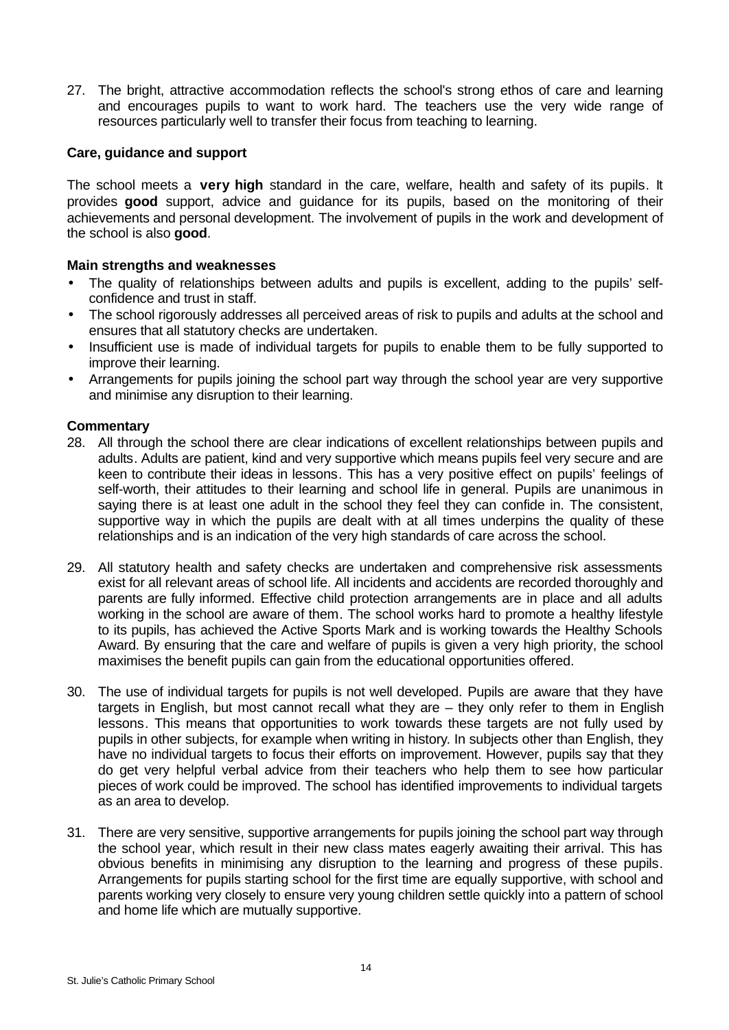27. The bright, attractive accommodation reflects the school's strong ethos of care and learning and encourages pupils to want to work hard. The teachers use the very wide range of resources particularly well to transfer their focus from teaching to learning.

### Care, guidance and support

The school meets a **very high** standard in the care, welfare, health and safety of its pupils. It provides **good** support, advice and guidance for its pupils, based on the monitoring of their achievements and personal development. The involvement of pupils in the work and development of the school is also **good**.

#### Main strengths and weaknesses

- The quality of relationships between adults and pupils is excellent, adding to the pupils' self-confidence and trust in staff.
- The school rigorously addresses all perceived areas of risk to pupils and adults at the school and ensures that all statutory checks are undertaken.
- Insufficient use is made of individual targets for pupils to enable them to be fully supported to improve their learning.
- Arrangements for pupils joining the school part way through the school year are very supportive and minimise any disruption to their learning.

#### Commentary

28. All through the school there are clear indications of excellent relationships between pupils and adults. Adults are patient, kind and very supportive which means pupils feel very secure and are keen to contribute their ideas in lessons. This has a very positive effect on pupils' feelings of self-worth, their attitudes to their learning and school life in general. Pupils are unanimous in saying there is at least one adult in the school they feel they can confide in. The consistent, supportive way in which the pupils are dealt with at all times underpins the quality of these relationships and is an indication of the very high standards of care across the school.

29. All statutory health and safety checks are undertaken and comprehensive risk assessments exist for all relevant areas of school life. All incidents and accidents are recorded thoroughly and parents are fully informed. Effective child protection arrangements are in place and all adults working in the school are aware of them. The school works hard to promote a healthy lifestyle to its pupils, has achieved the Active Sports Mark and is working towards the Healthy Schools Award. By ensuring that the care and welfare of pupils is given a very high priority, the school maximises the benefit pupils can gain from the educational opportunities offered.

30. The use of individual targets for pupils is not well developed. Pupils are aware that they have targets in English, but most cannot recall what they are – they only refer to them in English lessons. This means that opportunities to work towards these targets are not fully used by pupils in other subjects, for example when writing in history. In subjects other than English, they have no individual targets to focus their efforts on improvement. However, pupils say that they do get very helpful verbal advice from their teachers who help them to see how particular pieces of work could be improved. The school has identified improvements to individual targets as an area to develop.

31. There are very sensitive, supportive arrangements for pupils joining the school part way through the school year, which result in their new class mates eagerly awaiting their arrival. This has obvious benefits in minimising any disruption to the learning and progress of these pupils. Arrangements for pupils starting school for the first time are equally supportive, with school and parents working very closely to ensure very young children settle quickly into a pattern of school and home life which are mutually supportive.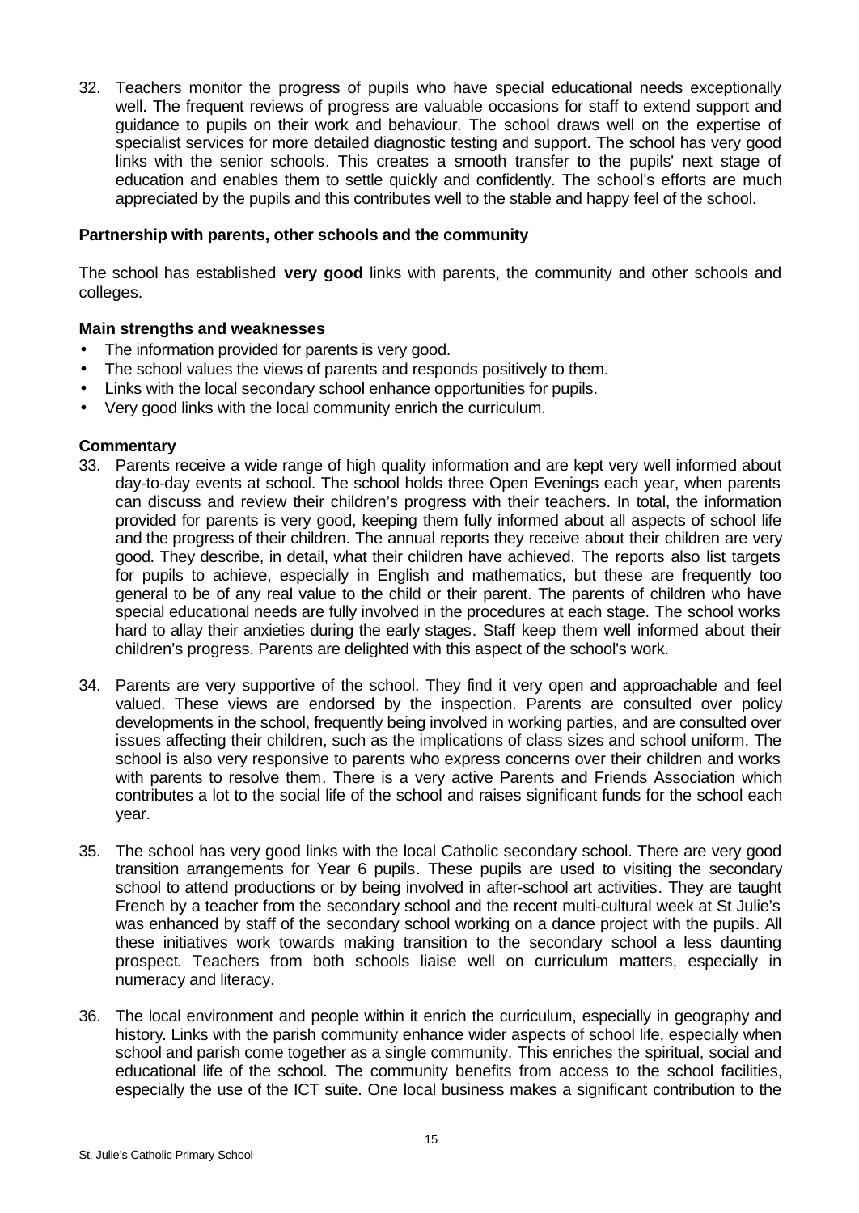32. Teachers monitor the progress of pupils who have special educational needs exceptionally well. The frequent reviews of progress are valuable occasions for staff to extend support and guidance to pupils on their work and behaviour. The school draws well on the expertise of specialist services for more detailed diagnostic testing and support. The school has very good links with the senior schools. This creates a smooth transfer to the pupils' next stage of education and enables them to settle quickly and confidently. The school's efforts are much appreciated by the pupils and this contributes well to the stable and happy feel of the school.

### Partnership with parents, other schools and the community

The school has established **very good** links with parents, the community and other schools and colleges.

#### Main strengths and weaknesses

- The information provided for parents is very good.
- The school values the views of parents and responds positively to them.
- Links with the local secondary school enhance opportunities for pupils.
- Very good links with the local community enrich the curriculum.

#### Commentary

33. Parents receive a wide range of high quality information and are kept very well informed about day-to-day events at school. The school holds three Open Evenings each year, when parents can discuss and review their children's progress with their teachers. In total, the information provided for parents is very good, keeping them fully informed about all aspects of school life and the progress of their children. The annual reports they receive about their children are very good. They describe, in detail, what their children have achieved. The reports also list targets for pupils to achieve, especially in English and mathematics, but these are frequently too general to be of any real value to the child or their parent. The parents of children who have special educational needs are fully involved in the procedures at each stage. The school works hard to allay their anxieties during the early stages. Staff keep them well informed about their children's progress. Parents are delighted with this aspect of the school's work.

34. Parents are very supportive of the school. They find it very open and approachable and feel valued. These views are endorsed by the inspection. Parents are consulted over policy developments in the school, frequently being involved in working parties, and are consulted over issues affecting their children, such as the implications of class sizes and school uniform. The school is also very responsive to parents who express concerns over their children and works with parents to resolve them. There is a very active Parents and Friends Association which contributes a lot to the social life of the school and raises significant funds for the school each year.

35. The school has very good links with the local Catholic secondary school. There are very good transition arrangements for Year 6 pupils. These pupils are used to visiting the secondary school to attend productions or by being involved in after-school art activities. They are taught French by a teacher from the secondary school and the recent multi-cultural week at St Julie's was enhanced by staff of the secondary school working on a dance project with the pupils. All these initiatives work towards making transition to the secondary school a less daunting prospect. Teachers from both schools liaise well on curriculum matters, especially in numeracy and literacy.

36. The local environment and people within it enrich the curriculum, especially in geography and history. Links with the parish community enhance wider aspects of school life, especially when school and parish come together as a single community. This enriches the spiritual, social and educational life of the school. The community benefits from access to the school facilities, especially the use of the ICT suite. One local business makes a significant contribution to the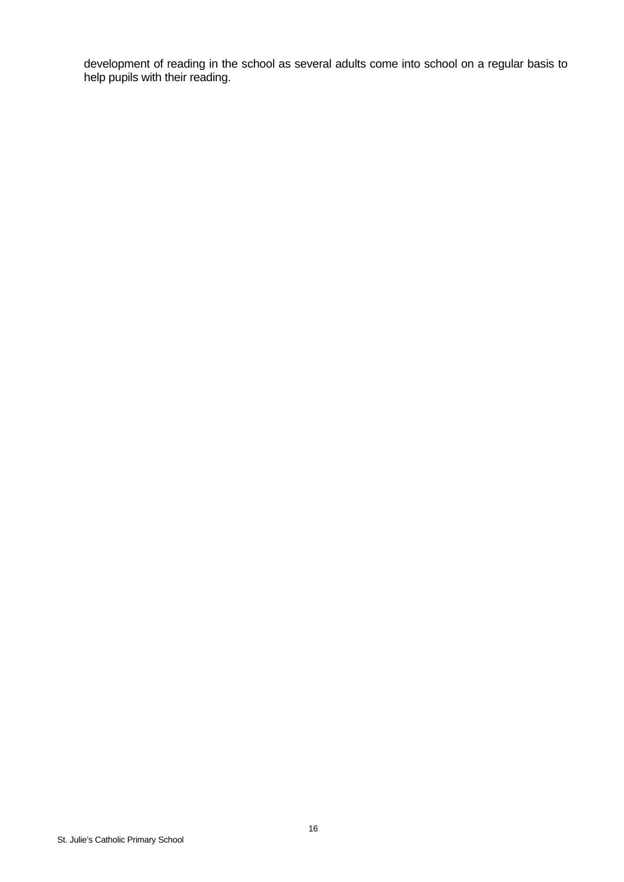development of reading in the school as several adults come into school on a regular basis to help pupils with their reading.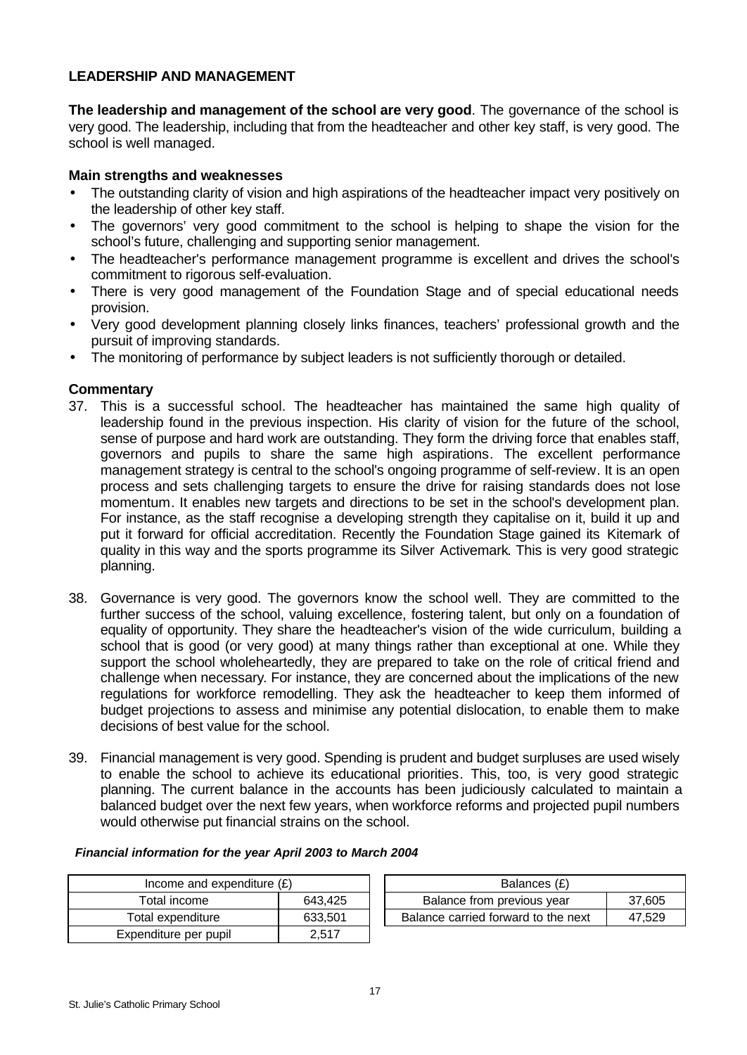## LEADERSHIP AND MANAGEMENT

**The leadership and management of the school are very good**. The governance of the school is very good. The leadership, including that from the headteacher and other key staff, is very good. The school is well managed.

### Main strengths and weaknesses

- The outstanding clarity of vision and high aspirations of the headteacher impact very positively on the leadership of other key staff.
- The governors' very good commitment to the school is helping to shape the vision for the school's future, challenging and supporting senior management.
- The headteacher's performance management programme is excellent and drives the school's commitment to rigorous self-evaluation.
- There is very good management of the Foundation Stage and of special educational needs provision.
- Very good development planning closely links finances, teachers' professional growth and the pursuit of improving standards.
- The monitoring of performance by subject leaders is not sufficiently thorough or detailed.

### Commentary

37. This is a successful school. The headteacher has maintained the same high quality of leadership found in the previous inspection. His clarity of vision for the future of the school, sense of purpose and hard work are outstanding. They form the driving force that enables staff, governors and pupils to share the same high aspirations. The excellent performance management strategy is central to the school's ongoing programme of self-review. It is an open process and sets challenging targets to ensure the drive for raising standards does not lose momentum. It enables new targets and directions to be set in the school's development plan. For instance, as the staff recognise a developing strength they capitalise on it, build it up and put it forward for official accreditation. Recently the Foundation Stage gained its Kitemark of quality in this way and the sports programme its Silver Activemark. This is very good strategic planning.

38. Governance is very good. The governors know the school well. They are committed to the further success of the school, valuing excellence, fostering talent, but only on a foundation of equality of opportunity. They share the headteacher's vision of the wide curriculum, building a school that is good (or very good) at many things rather than exceptional at one. While they support the school wholeheartedly, they are prepared to take on the role of critical friend and challenge when necessary. For instance, they are concerned about the implications of the new regulations for workforce remodelling. They ask the headteacher to keep them informed of budget projections to assess and minimise any potential dislocation, to enable them to make decisions of best value for the school.

39. Financial management is very good. Spending is prudent and budget surpluses are used wisely to enable the school to achieve its educational priorities. This, too, is very good strategic planning. The current balance in the accounts has been judiciously calculated to maintain a balanced budget over the next few years, when workforce reforms and projected pupil numbers would otherwise put financial strains on the school.

***Financial information for the year April 2003 to March 2004***

| Income and expenditure (£) | |
|---|---|
| Total income | 643,425 |
| Total expenditure | 633,501 |
| Expenditure per pupil | 2,517 |

| Balances (£) | |
|---|---|
| Balance from previous year | 37,605 |
| Balance carried forward to the next | 47,529 |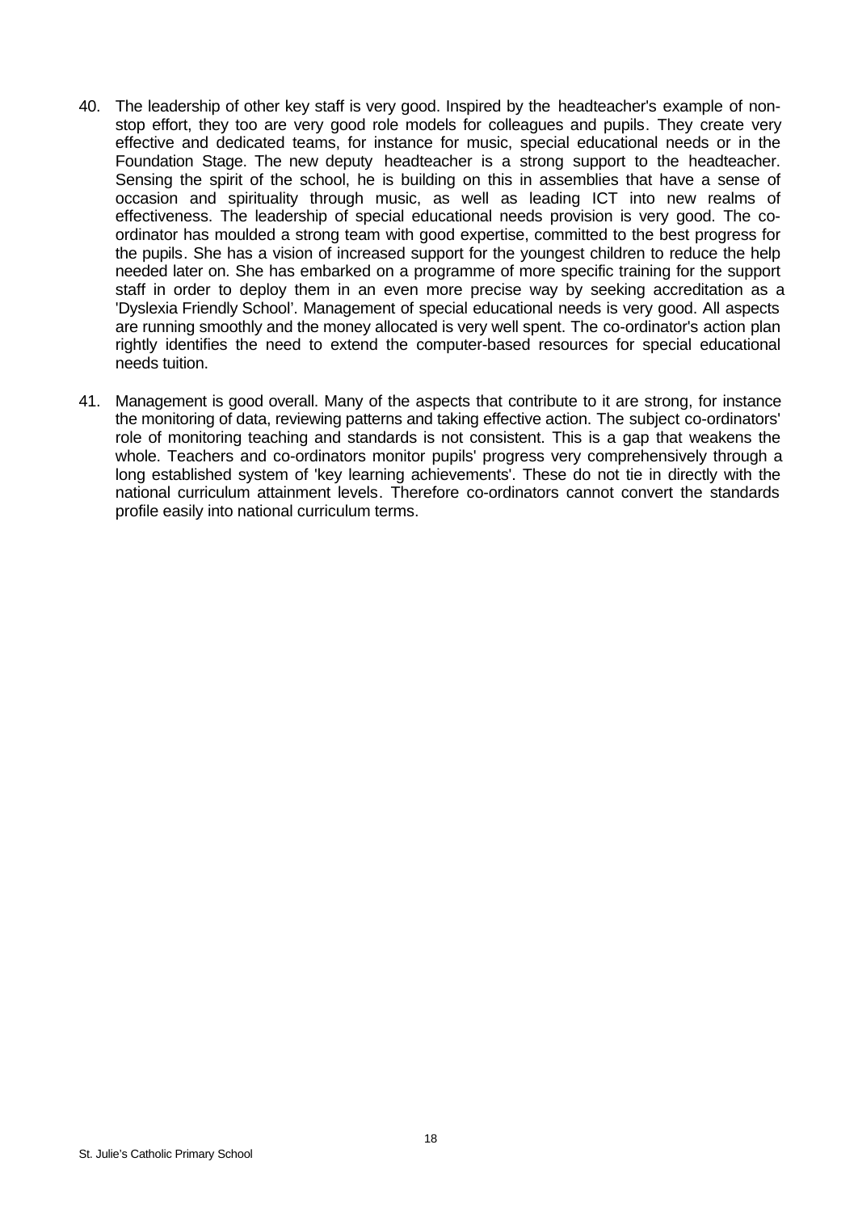40. The leadership of other key staff is very good. Inspired by the headteacher's example of non-stop effort, they too are very good role models for colleagues and pupils. They create very effective and dedicated teams, for instance for music, special educational needs or in the Foundation Stage. The new deputy headteacher is a strong support to the headteacher. Sensing the spirit of the school, he is building on this in assemblies that have a sense of occasion and spirituality through music, as well as leading ICT into new realms of effectiveness. The leadership of special educational needs provision is very good. The co-ordinator has moulded a strong team with good expertise, committed to the best progress for the pupils. She has a vision of increased support for the youngest children to reduce the help needed later on. She has embarked on a programme of more specific training for the support staff in order to deploy them in an even more precise way by seeking accreditation as a 'Dyslexia Friendly School'. Management of special educational needs is very good. All aspects are running smoothly and the money allocated is very well spent. The co-ordinator's action plan rightly identifies the need to extend the computer-based resources for special educational needs tuition.

41. Management is good overall. Many of the aspects that contribute to it are strong, for instance the monitoring of data, reviewing patterns and taking effective action. The subject co-ordinators' role of monitoring teaching and standards is not consistent. This is a gap that weakens the whole. Teachers and co-ordinators monitor pupils' progress very comprehensively through a long established system of 'key learning achievements'. These do not tie in directly with the national curriculum attainment levels. Therefore co-ordinators cannot convert the standards profile easily into national curriculum terms.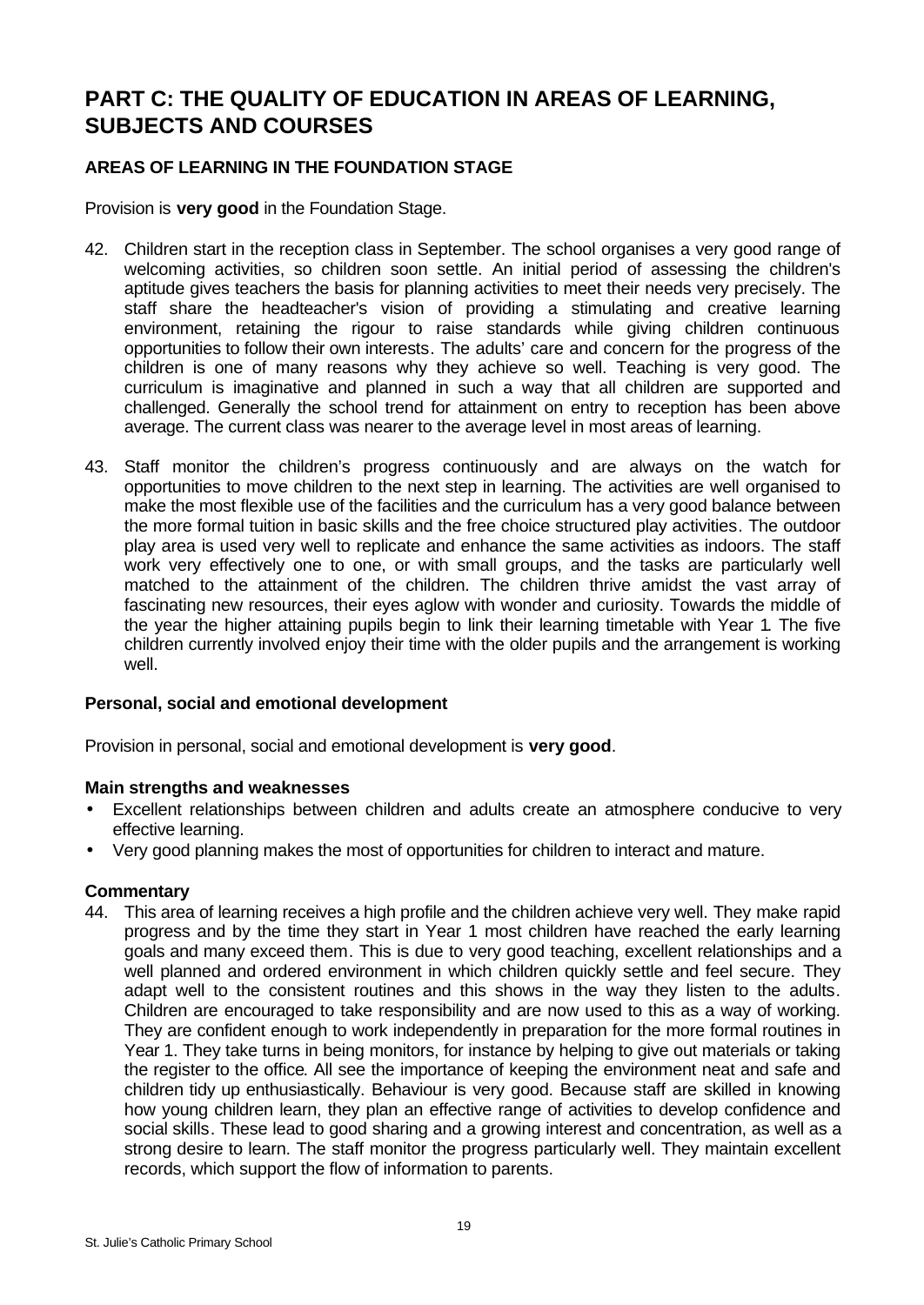# PART C: THE QUALITY OF EDUCATION IN AREAS OF LEARNING, SUBJECTS AND COURSES

## AREAS OF LEARNING IN THE FOUNDATION STAGE

Provision is **very good** in the Foundation Stage.

42. Children start in the reception class in September. The school organises a very good range of welcoming activities, so children soon settle. An initial period of assessing the children's aptitude gives teachers the basis for planning activities to meet their needs very precisely. The staff share the headteacher's vision of providing a stimulating and creative learning environment, retaining the rigour to raise standards while giving children continuous opportunities to follow their own interests. The adults' care and concern for the progress of the children is one of many reasons why they achieve so well. Teaching is very good. The curriculum is imaginative and planned in such a way that all children are supported and challenged. Generally the school trend for attainment on entry to reception has been above average. The current class was nearer to the average level in most areas of learning.

43. Staff monitor the children's progress continuously and are always on the watch for opportunities to move children to the next step in learning. The activities are well organised to make the most flexible use of the facilities and the curriculum has a very good balance between the more formal tuition in basic skills and the free choice structured play activities. The outdoor play area is used very well to replicate and enhance the same activities as indoors. The staff work very effectively one to one, or with small groups, and the tasks are particularly well matched to the attainment of the children. The children thrive amidst the vast array of fascinating new resources, their eyes aglow with wonder and curiosity. Towards the middle of the year the higher attaining pupils begin to link their learning timetable with Year 1. The five children currently involved enjoy their time with the older pupils and the arrangement is working well.

### Personal, social and emotional development

Provision in personal, social and emotional development is **very good**.

#### Main strengths and weaknesses

- Excellent relationships between children and adults create an atmosphere conducive to very effective learning.
- Very good planning makes the most of opportunities for children to interact and mature.

#### Commentary

44. This area of learning receives a high profile and the children achieve very well. They make rapid progress and by the time they start in Year 1 most children have reached the early learning goals and many exceed them. This is due to very good teaching, excellent relationships and a well planned and ordered environment in which children quickly settle and feel secure. They adapt well to the consistent routines and this shows in the way they listen to the adults. Children are encouraged to take responsibility and are now used to this as a way of working. They are confident enough to work independently in preparation for the more formal routines in Year 1. They take turns in being monitors, for instance by helping to give out materials or taking the register to the office. All see the importance of keeping the environment neat and safe and children tidy up enthusiastically. Behaviour is very good. Because staff are skilled in knowing how young children learn, they plan an effective range of activities to develop confidence and social skills. These lead to good sharing and a growing interest and concentration, as well as a strong desire to learn. The staff monitor the progress particularly well. They maintain excellent records, which support the flow of information to parents.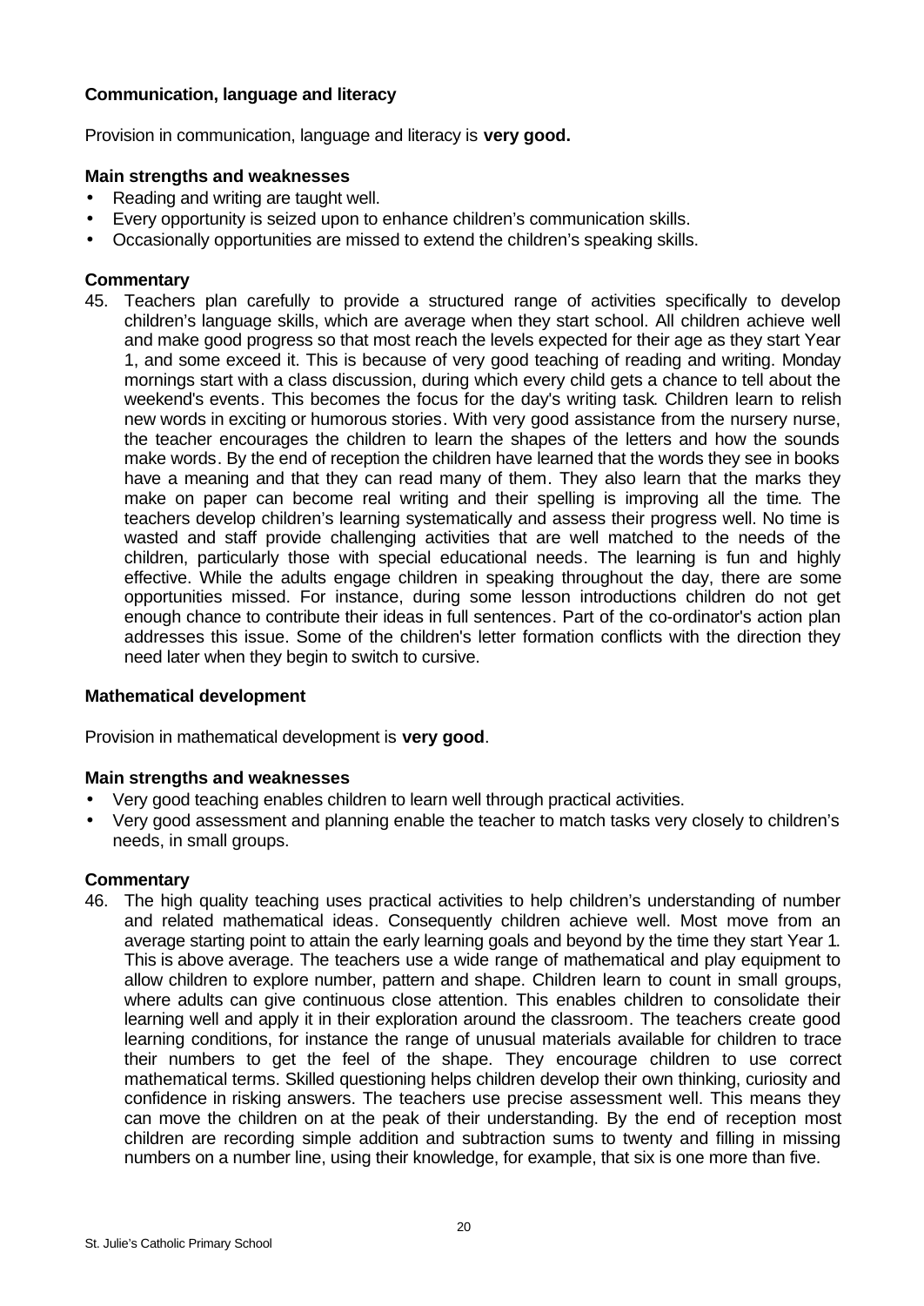### Communication, language and literacy

Provision in communication, language and literacy is **very good.**

#### Main strengths and weaknesses

- Reading and writing are taught well.
- Every opportunity is seized upon to enhance children's communication skills.
- Occasionally opportunities are missed to extend the children's speaking skills.

#### Commentary

45. Teachers plan carefully to provide a structured range of activities specifically to develop children's language skills, which are average when they start school. All children achieve well and make good progress so that most reach the levels expected for their age as they start Year 1, and some exceed it. This is because of very good teaching of reading and writing. Monday mornings start with a class discussion, during which every child gets a chance to tell about the weekend's events. This becomes the focus for the day's writing task. Children learn to relish new words in exciting or humorous stories. With very good assistance from the nursery nurse, the teacher encourages the children to learn the shapes of the letters and how the sounds make words. By the end of reception the children have learned that the words they see in books have a meaning and that they can read many of them. They also learn that the marks they make on paper can become real writing and their spelling is improving all the time. The teachers develop children's learning systematically and assess their progress well. No time is wasted and staff provide challenging activities that are well matched to the needs of the children, particularly those with special educational needs. The learning is fun and highly effective. While the adults engage children in speaking throughout the day, there are some opportunities missed. For instance, during some lesson introductions children do not get enough chance to contribute their ideas in full sentences. Part of the co-ordinator's action plan addresses this issue. Some of the children's letter formation conflicts with the direction they need later when they begin to switch to cursive.

### Mathematical development

Provision in mathematical development is **very good**.

#### Main strengths and weaknesses

- Very good teaching enables children to learn well through practical activities.
- Very good assessment and planning enable the teacher to match tasks very closely to children's needs, in small groups.

#### Commentary

46. The high quality teaching uses practical activities to help children's understanding of number and related mathematical ideas. Consequently children achieve well. Most move from an average starting point to attain the early learning goals and beyond by the time they start Year 1. This is above average. The teachers use a wide range of mathematical and play equipment to allow children to explore number, pattern and shape. Children learn to count in small groups, where adults can give continuous close attention. This enables children to consolidate their learning well and apply it in their exploration around the classroom. The teachers create good learning conditions, for instance the range of unusual materials available for children to trace their numbers to get the feel of the shape. They encourage children to use correct mathematical terms. Skilled questioning helps children develop their own thinking, curiosity and confidence in risking answers. The teachers use precise assessment well. This means they can move the children on at the peak of their understanding. By the end of reception most children are recording simple addition and subtraction sums to twenty and filling in missing numbers on a number line, using their knowledge, for example, that six is one more than five.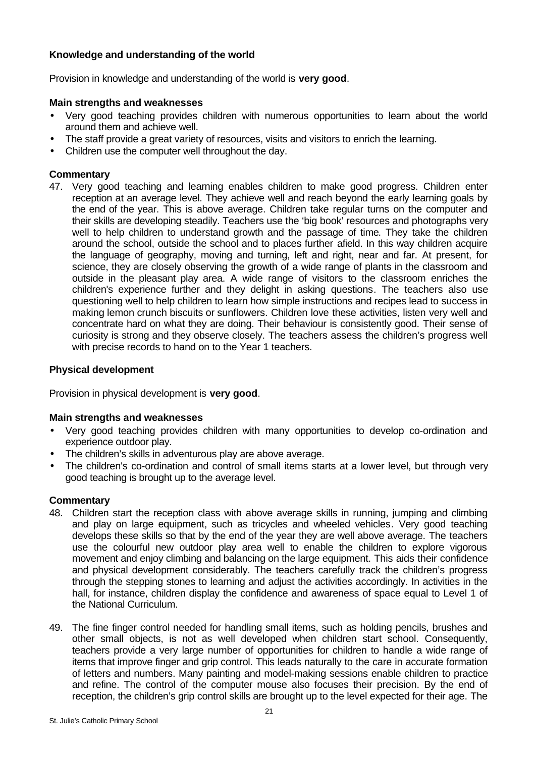### Knowledge and understanding of the world

Provision in knowledge and understanding of the world is **very good**.

#### Main strengths and weaknesses

- Very good teaching provides children with numerous opportunities to learn about the world around them and achieve well.
- The staff provide a great variety of resources, visits and visitors to enrich the learning.
- Children use the computer well throughout the day.

#### Commentary

47. Very good teaching and learning enables children to make good progress. Children enter reception at an average level. They achieve well and reach beyond the early learning goals by the end of the year. This is above average. Children take regular turns on the computer and their skills are developing steadily. Teachers use the 'big book' resources and photographs very well to help children to understand growth and the passage of time. They take the children around the school, outside the school and to places further afield. In this way children acquire the language of geography, moving and turning, left and right, near and far. At present, for science, they are closely observing the growth of a wide range of plants in the classroom and outside in the pleasant play area. A wide range of visitors to the classroom enriches the children's experience further and they delight in asking questions. The teachers also use questioning well to help children to learn how simple instructions and recipes lead to success in making lemon crunch biscuits or sunflowers. Children love these activities, listen very well and concentrate hard on what they are doing. Their behaviour is consistently good. Their sense of curiosity is strong and they observe closely. The teachers assess the children's progress well with precise records to hand on to the Year 1 teachers.

### Physical development

Provision in physical development is **very good**.

#### Main strengths and weaknesses

- Very good teaching provides children with many opportunities to develop co-ordination and experience outdoor play.
- The children's skills in adventurous play are above average.
- The children's co-ordination and control of small items starts at a lower level, but through very good teaching is brought up to the average level.

#### Commentary

48. Children start the reception class with above average skills in running, jumping and climbing and play on large equipment, such as tricycles and wheeled vehicles. Very good teaching develops these skills so that by the end of the year they are well above average. The teachers use the colourful new outdoor play area well to enable the children to explore vigorous movement and enjoy climbing and balancing on the large equipment. This aids their confidence and physical development considerably. The teachers carefully track the children's progress through the stepping stones to learning and adjust the activities accordingly. In activities in the hall, for instance, children display the confidence and awareness of space equal to Level 1 of the National Curriculum.

49. The fine finger control needed for handling small items, such as holding pencils, brushes and other small objects, is not as well developed when children start school. Consequently, teachers provide a very large number of opportunities for children to handle a wide range of items that improve finger and grip control. This leads naturally to the care in accurate formation of letters and numbers. Many painting and model-making sessions enable children to practice and refine. The control of the computer mouse also focuses their precision. By the end of reception, the children's grip control skills are brought up to the level expected for their age. The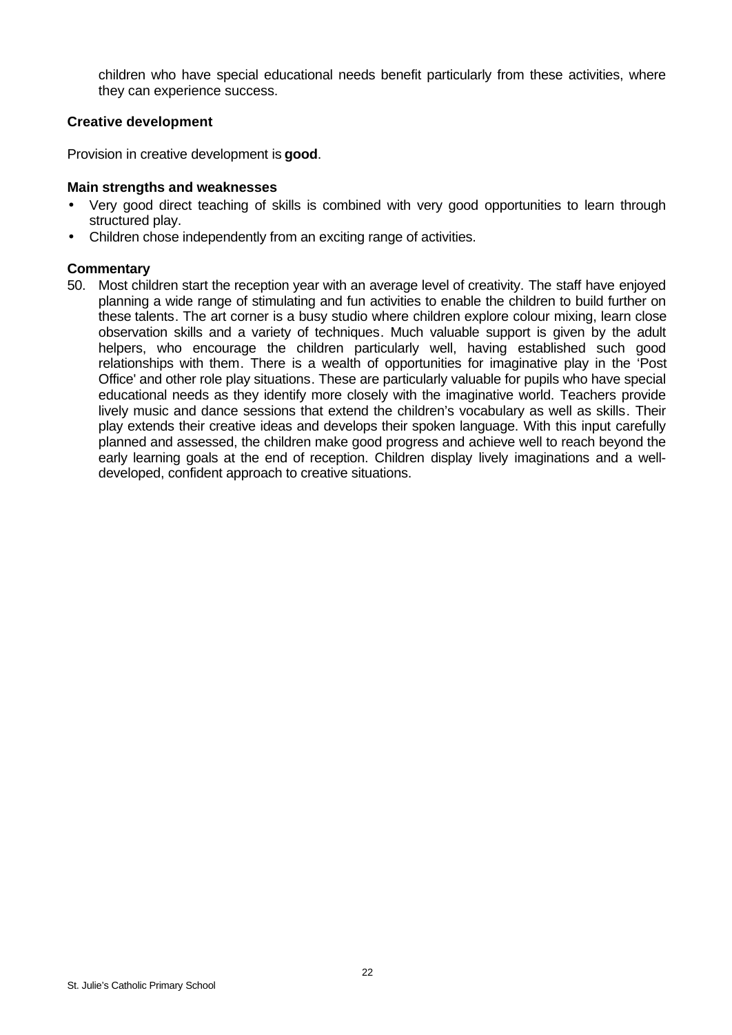children who have special educational needs benefit particularly from these activities, where they can experience success.

### Creative development

Provision in creative development is **good**.

#### Main strengths and weaknesses

- Very good direct teaching of skills is combined with very good opportunities to learn through structured play.
- Children chose independently from an exciting range of activities.

#### Commentary

50. Most children start the reception year with an average level of creativity. The staff have enjoyed planning a wide range of stimulating and fun activities to enable the children to build further on these talents. The art corner is a busy studio where children explore colour mixing, learn close observation skills and a variety of techniques. Much valuable support is given by the adult helpers, who encourage the children particularly well, having established such good relationships with them. There is a wealth of opportunities for imaginative play in the 'Post Office' and other role play situations. These are particularly valuable for pupils who have special educational needs as they identify more closely with the imaginative world. Teachers provide lively music and dance sessions that extend the children's vocabulary as well as skills. Their play extends their creative ideas and develops their spoken language. With this input carefully planned and assessed, the children make good progress and achieve well to reach beyond the early learning goals at the end of reception. Children display lively imaginations and a well-developed, confident approach to creative situations.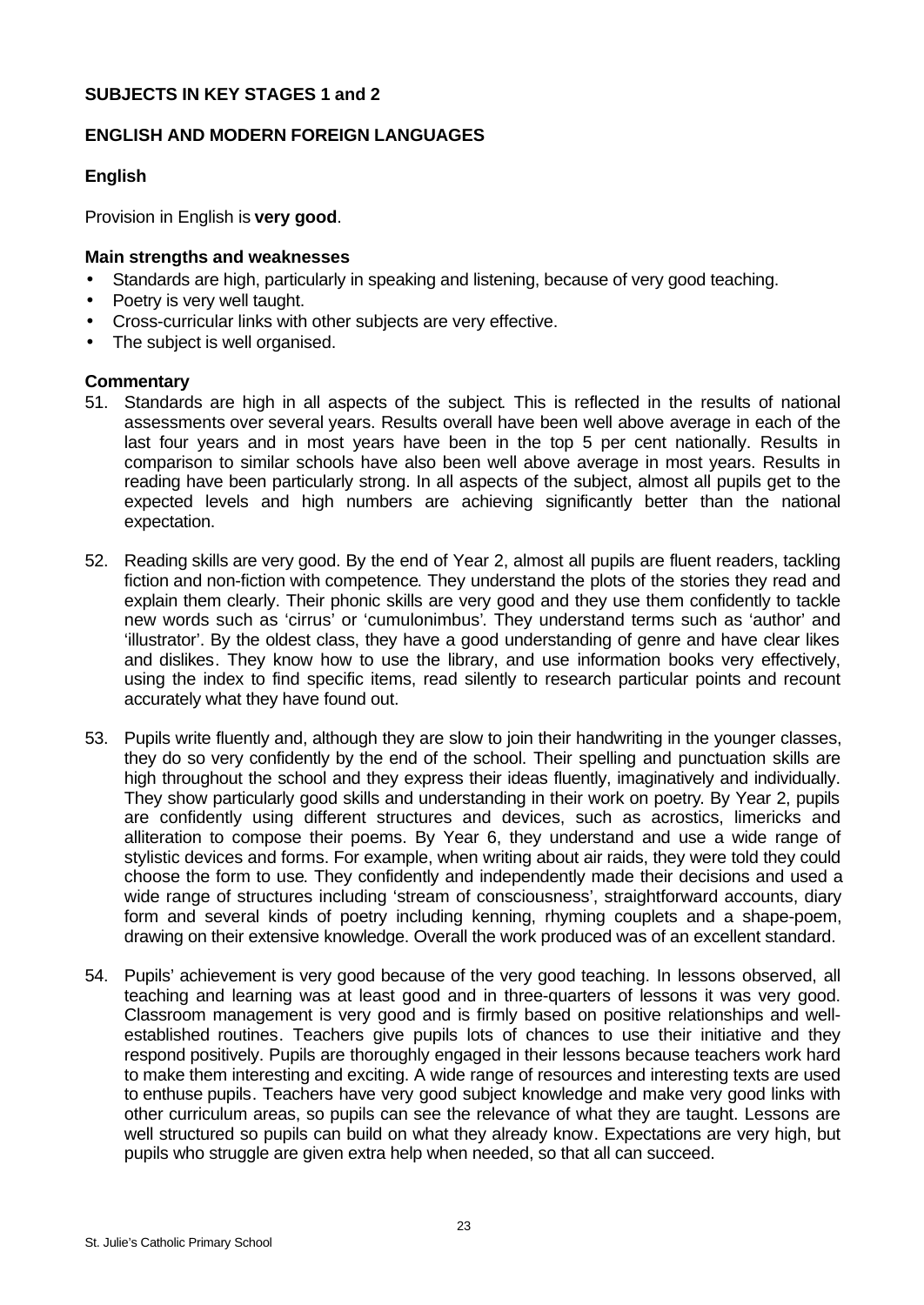**SUBJECTS IN KEY STAGES 1 and 2**

**ENGLISH AND MODERN FOREIGN LANGUAGES**

**English**

Provision in English is **very good**.

**Main strengths and weaknesses**

- Standards are high, particularly in speaking and listening, because of very good teaching.
- Poetry is very well taught.
- Cross-curricular links with other subjects are very effective.
- The subject is well organised.

**Commentary**

51. Standards are high in all aspects of the subject. This is reflected in the results of national assessments over several years. Results overall have been well above average in each of the last four years and in most years have been in the top 5 per cent nationally. Results in comparison to similar schools have also been well above average in most years. Results in reading have been particularly strong. In all aspects of the subject, almost all pupils get to the expected levels and high numbers are achieving significantly better than the national expectation.

52. Reading skills are very good. By the end of Year 2, almost all pupils are fluent readers, tackling fiction and non-fiction with competence. They understand the plots of the stories they read and explain them clearly. Their phonic skills are very good and they use them confidently to tackle new words such as 'cirrus' or 'cumulonimbus'. They understand terms such as 'author' and 'illustrator'. By the oldest class, they have a good understanding of genre and have clear likes and dislikes. They know how to use the library, and use information books very effectively, using the index to find specific items, read silently to research particular points and recount accurately what they have found out.

53. Pupils write fluently and, although they are slow to join their handwriting in the younger classes, they do so very confidently by the end of the school. Their spelling and punctuation skills are high throughout the school and they express their ideas fluently, imaginatively and individually. They show particularly good skills and understanding in their work on poetry. By Year 2, pupils are confidently using different structures and devices, such as acrostics, limericks and alliteration to compose their poems. By Year 6, they understand and use a wide range of stylistic devices and forms. For example, when writing about air raids, they were told they could choose the form to use. They confidently and independently made their decisions and used a wide range of structures including 'stream of consciousness', straightforward accounts, diary form and several kinds of poetry including kenning, rhyming couplets and a shape-poem, drawing on their extensive knowledge. Overall the work produced was of an excellent standard.

54. Pupils' achievement is very good because of the very good teaching. In lessons observed, all teaching and learning was at least good and in three-quarters of lessons it was very good. Classroom management is very good and is firmly based on positive relationships and well-established routines. Teachers give pupils lots of chances to use their initiative and they respond positively. Pupils are thoroughly engaged in their lessons because teachers work hard to make them interesting and exciting. A wide range of resources and interesting texts are used to enthuse pupils. Teachers have very good subject knowledge and make very good links with other curriculum areas, so pupils can see the relevance of what they are taught. Lessons are well structured so pupils can build on what they already know. Expectations are very high, but pupils who struggle are given extra help when needed, so that all can succeed.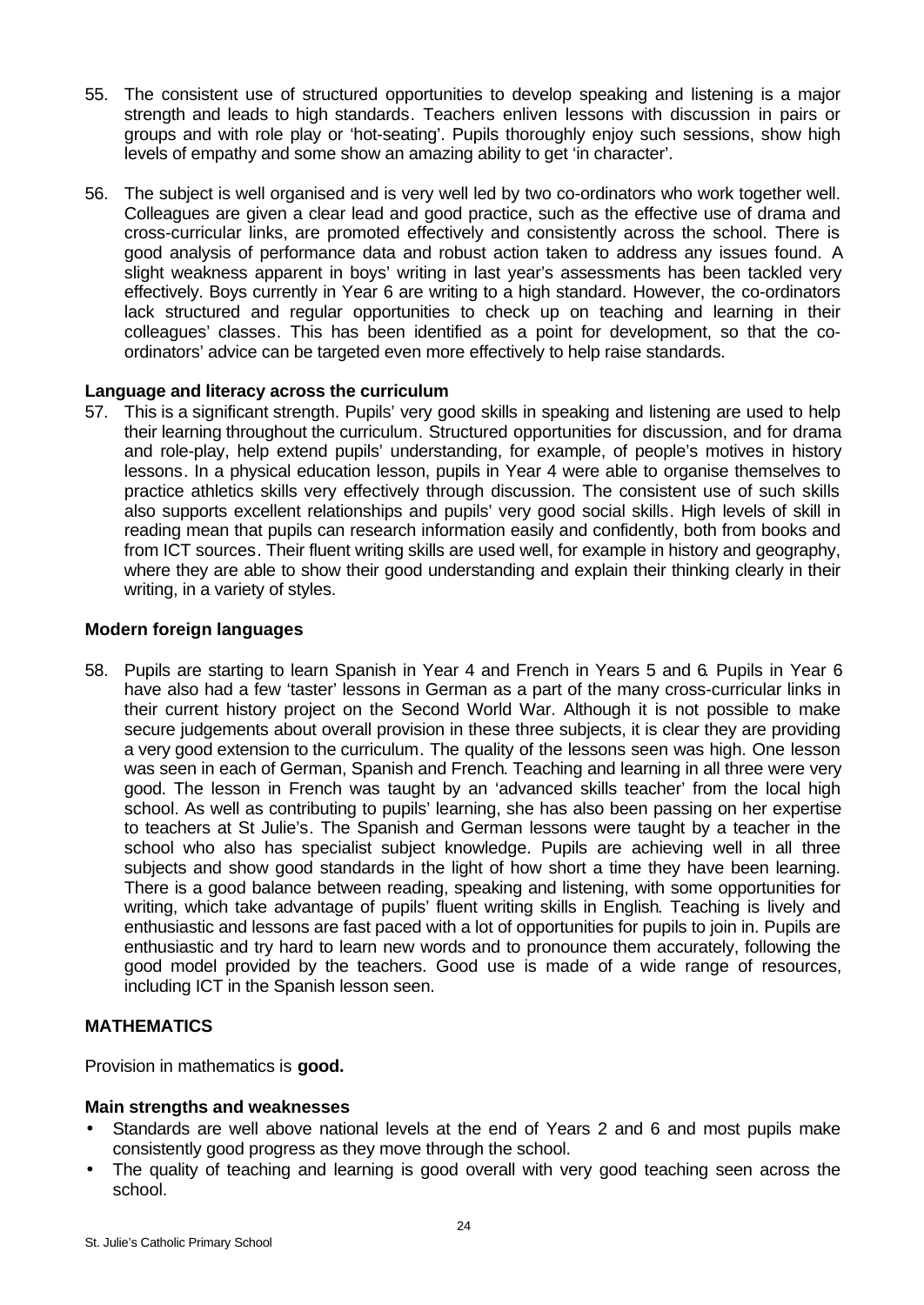55. The consistent use of structured opportunities to develop speaking and listening is a major strength and leads to high standards. Teachers enliven lessons with discussion in pairs or groups and with role play or 'hot-seating'. Pupils thoroughly enjoy such sessions, show high levels of empathy and some show an amazing ability to get 'in character'.

56. The subject is well organised and is very well led by two co-ordinators who work together well. Colleagues are given a clear lead and good practice, such as the effective use of drama and cross-curricular links, are promoted effectively and consistently across the school. There is good analysis of performance data and robust action taken to address any issues found. A slight weakness apparent in boys' writing in last year's assessments has been tackled very effectively. Boys currently in Year 6 are writing to a high standard. However, the co-ordinators lack structured and regular opportunities to check up on teaching and learning in their colleagues' classes. This has been identified as a point for development, so that the co-ordinators' advice can be targeted even more effectively to help raise standards.

**Language and literacy across the curriculum**

57. This is a significant strength. Pupils' very good skills in speaking and listening are used to help their learning throughout the curriculum. Structured opportunities for discussion, and for drama and role-play, help extend pupils' understanding, for example, of people's motives in history lessons. In a physical education lesson, pupils in Year 4 were able to organise themselves to practice athletics skills very effectively through discussion. The consistent use of such skills also supports excellent relationships and pupils' very good social skills. High levels of skill in reading mean that pupils can research information easily and confidently, both from books and from ICT sources. Their fluent writing skills are used well, for example in history and geography, where they are able to show their good understanding and explain their thinking clearly in their writing, in a variety of styles.

**Modern foreign languages**

58. Pupils are starting to learn Spanish in Year 4 and French in Years 5 and 6. Pupils in Year 6 have also had a few 'taster' lessons in German as a part of the many cross-curricular links in their current history project on the Second World War. Although it is not possible to make secure judgements about overall provision in these three subjects, it is clear they are providing a very good extension to the curriculum. The quality of the lessons seen was high. One lesson was seen in each of German, Spanish and French. Teaching and learning in all three were very good. The lesson in French was taught by an 'advanced skills teacher' from the local high school. As well as contributing to pupils' learning, she has also been passing on her expertise to teachers at St Julie's. The Spanish and German lessons were taught by a teacher in the school who also has specialist subject knowledge. Pupils are achieving well in all three subjects and show good standards in the light of how short a time they have been learning. There is a good balance between reading, speaking and listening, with some opportunities for writing, which take advantage of pupils' fluent writing skills in English. Teaching is lively and enthusiastic and lessons are fast paced with a lot of opportunities for pupils to join in. Pupils are enthusiastic and try hard to learn new words and to pronounce them accurately, following the good model provided by the teachers. Good use is made of a wide range of resources, including ICT in the Spanish lesson seen.

## MATHEMATICS

Provision in mathematics is **good.**

**Main strengths and weaknesses**

- Standards are well above national levels at the end of Years 2 and 6 and most pupils make consistently good progress as they move through the school.
- The quality of teaching and learning is good overall with very good teaching seen across the school.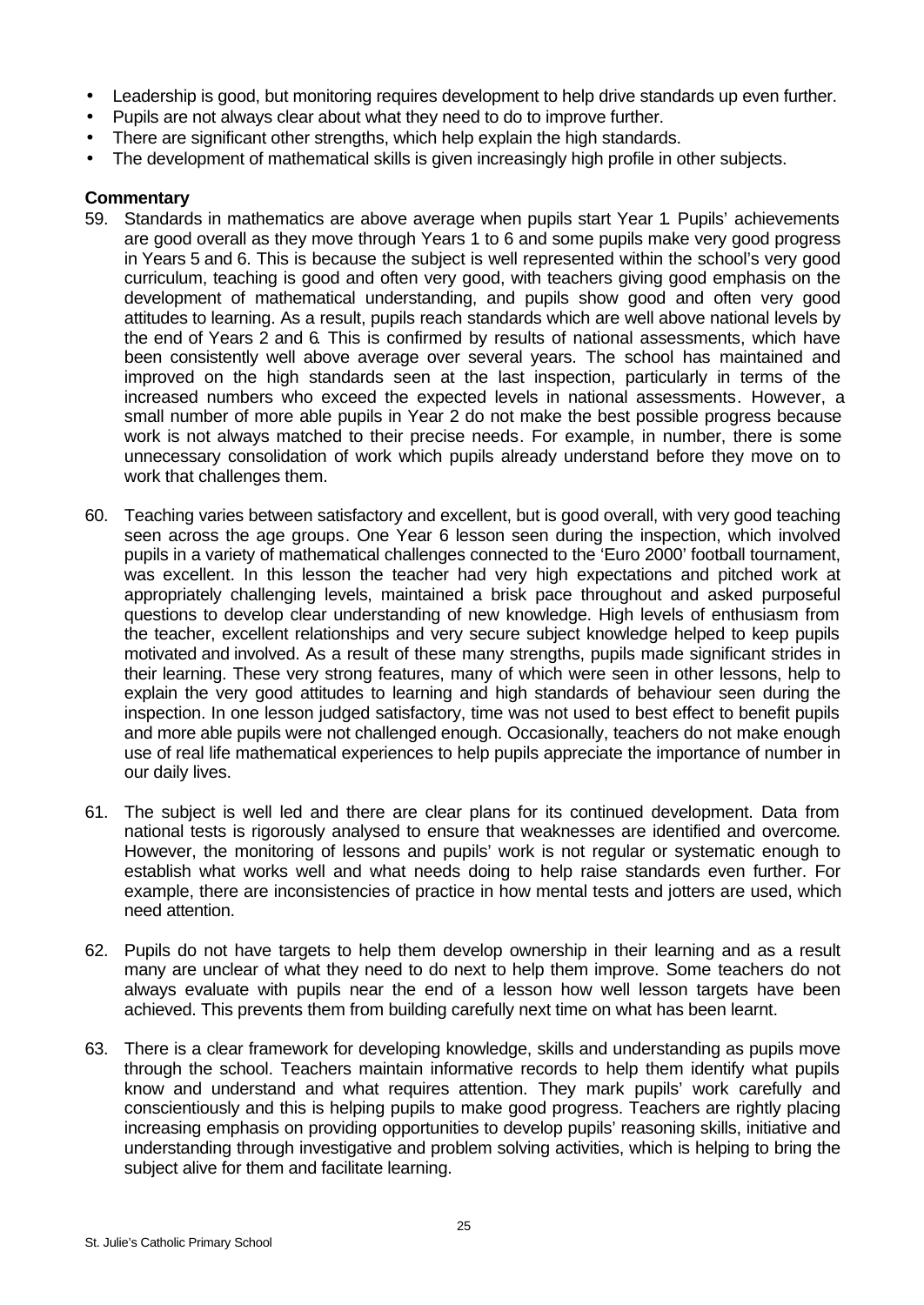- Leadership is good, but monitoring requires development to help drive standards up even further.
- Pupils are not always clear about what they need to do to improve further.
- There are significant other strengths, which help explain the high standards.
- The development of mathematical skills is given increasingly high profile in other subjects.

**Commentary**

59. Standards in mathematics are above average when pupils start Year 1. Pupils' achievements are good overall as they move through Years 1 to 6 and some pupils make very good progress in Years 5 and 6. This is because the subject is well represented within the school's very good curriculum, teaching is good and often very good, with teachers giving good emphasis on the development of mathematical understanding, and pupils show good and often very good attitudes to learning. As a result, pupils reach standards which are well above national levels by the end of Years 2 and 6. This is confirmed by results of national assessments, which have been consistently well above average over several years. The school has maintained and improved on the high standards seen at the last inspection, particularly in terms of the increased numbers who exceed the expected levels in national assessments. However, a small number of more able pupils in Year 2 do not make the best possible progress because work is not always matched to their precise needs. For example, in number, there is some unnecessary consolidation of work which pupils already understand before they move on to work that challenges them.

60. Teaching varies between satisfactory and excellent, but is good overall, with very good teaching seen across the age groups. One Year 6 lesson seen during the inspection, which involved pupils in a variety of mathematical challenges connected to the 'Euro 2000' football tournament, was excellent. In this lesson the teacher had very high expectations and pitched work at appropriately challenging levels, maintained a brisk pace throughout and asked purposeful questions to develop clear understanding of new knowledge. High levels of enthusiasm from the teacher, excellent relationships and very secure subject knowledge helped to keep pupils motivated and involved. As a result of these many strengths, pupils made significant strides in their learning. These very strong features, many of which were seen in other lessons, help to explain the very good attitudes to learning and high standards of behaviour seen during the inspection. In one lesson judged satisfactory, time was not used to best effect to benefit pupils and more able pupils were not challenged enough. Occasionally, teachers do not make enough use of real life mathematical experiences to help pupils appreciate the importance of number in our daily lives.

61. The subject is well led and there are clear plans for its continued development. Data from national tests is rigorously analysed to ensure that weaknesses are identified and overcome. However, the monitoring of lessons and pupils' work is not regular or systematic enough to establish what works well and what needs doing to help raise standards even further. For example, there are inconsistencies of practice in how mental tests and jotters are used, which need attention.

62. Pupils do not have targets to help them develop ownership in their learning and as a result many are unclear of what they need to do next to help them improve. Some teachers do not always evaluate with pupils near the end of a lesson how well lesson targets have been achieved. This prevents them from building carefully next time on what has been learnt.

63. There is a clear framework for developing knowledge, skills and understanding as pupils move through the school. Teachers maintain informative records to help them identify what pupils know and understand and what requires attention. They mark pupils' work carefully and conscientiously and this is helping pupils to make good progress. Teachers are rightly placing increasing emphasis on providing opportunities to develop pupils' reasoning skills, initiative and understanding through investigative and problem solving activities, which is helping to bring the subject alive for them and facilitate learning.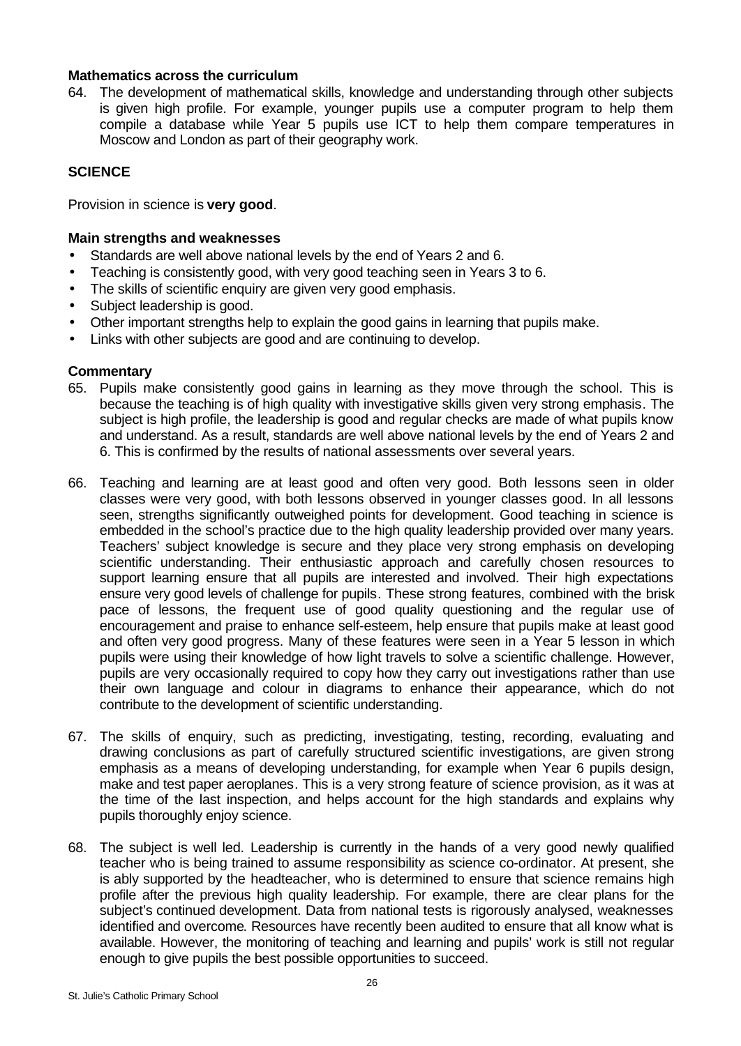**Mathematics across the curriculum**

64. The development of mathematical skills, knowledge and understanding through other subjects is given high profile. For example, younger pupils use a computer program to help them compile a database while Year 5 pupils use ICT to help them compare temperatures in Moscow and London as part of their geography work.

## SCIENCE

Provision in science is **very good**.

### Main strengths and weaknesses

- Standards are well above national levels by the end of Years 2 and 6.
- Teaching is consistently good, with very good teaching seen in Years 3 to 6.
- The skills of scientific enquiry are given very good emphasis.
- Subject leadership is good.
- Other important strengths help to explain the good gains in learning that pupils make.
- Links with other subjects are good and are continuing to develop.

### Commentary

65. Pupils make consistently good gains in learning as they move through the school. This is because the teaching is of high quality with investigative skills given very strong emphasis. The subject is high profile, the leadership is good and regular checks are made of what pupils know and understand. As a result, standards are well above national levels by the end of Years 2 and 6. This is confirmed by the results of national assessments over several years.

66. Teaching and learning are at least good and often very good. Both lessons seen in older classes were very good, with both lessons observed in younger classes good. In all lessons seen, strengths significantly outweighed points for development. Good teaching in science is embedded in the school's practice due to the high quality leadership provided over many years. Teachers' subject knowledge is secure and they place very strong emphasis on developing scientific understanding. Their enthusiastic approach and carefully chosen resources to support learning ensure that all pupils are interested and involved. Their high expectations ensure very good levels of challenge for pupils. These strong features, combined with the brisk pace of lessons, the frequent use of good quality questioning and the regular use of encouragement and praise to enhance self-esteem, help ensure that pupils make at least good and often very good progress. Many of these features were seen in a Year 5 lesson in which pupils were using their knowledge of how light travels to solve a scientific challenge. However, pupils are very occasionally required to copy how they carry out investigations rather than use their own language and colour in diagrams to enhance their appearance, which do not contribute to the development of scientific understanding.

67. The skills of enquiry, such as predicting, investigating, testing, recording, evaluating and drawing conclusions as part of carefully structured scientific investigations, are given strong emphasis as a means of developing understanding, for example when Year 6 pupils design, make and test paper aeroplanes. This is a very strong feature of science provision, as it was at the time of the last inspection, and helps account for the high standards and explains why pupils thoroughly enjoy science.

68. The subject is well led. Leadership is currently in the hands of a very good newly qualified teacher who is being trained to assume responsibility as science co-ordinator. At present, she is ably supported by the headteacher, who is determined to ensure that science remains high profile after the previous high quality leadership. For example, there are clear plans for the subject's continued development. Data from national tests is rigorously analysed, weaknesses identified and overcome. Resources have recently been audited to ensure that all know what is available. However, the monitoring of teaching and learning and pupils' work is still not regular enough to give pupils the best possible opportunities to succeed.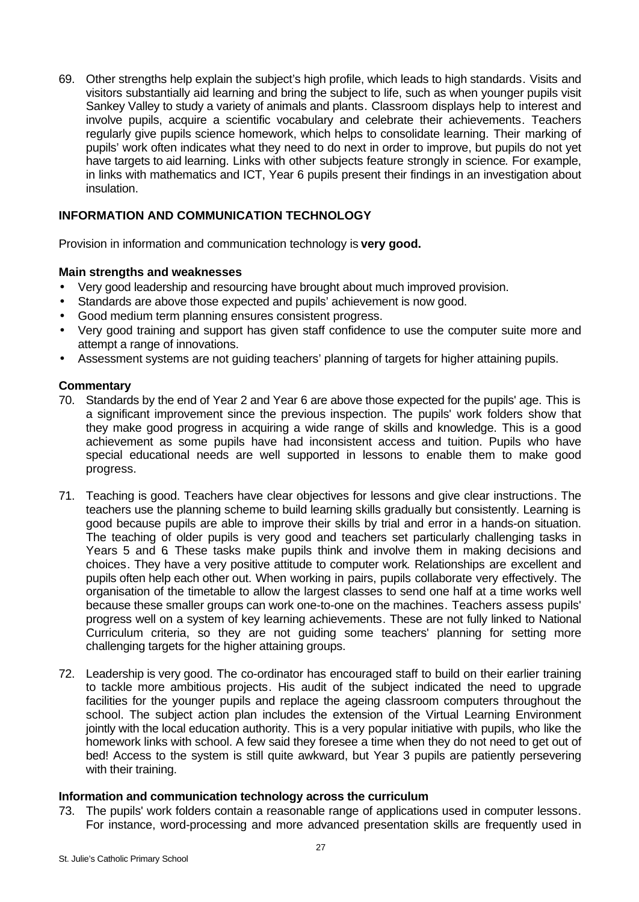69. Other strengths help explain the subject's high profile, which leads to high standards. Visits and visitors substantially aid learning and bring the subject to life, such as when younger pupils visit Sankey Valley to study a variety of animals and plants. Classroom displays help to interest and involve pupils, acquire a scientific vocabulary and celebrate their achievements. Teachers regularly give pupils science homework, which helps to consolidate learning. Their marking of pupils' work often indicates what they need to do next in order to improve, but pupils do not yet have targets to aid learning. Links with other subjects feature strongly in science. For example, in links with mathematics and ICT, Year 6 pupils present their findings in an investigation about insulation.

## INFORMATION AND COMMUNICATION TECHNOLOGY

Provision in information and communication technology is **very good.**

### Main strengths and weaknesses

- Very good leadership and resourcing have brought about much improved provision.
- Standards are above those expected and pupils' achievement is now good.
- Good medium term planning ensures consistent progress.
- Very good training and support has given staff confidence to use the computer suite more and attempt a range of innovations.
- Assessment systems are not guiding teachers' planning of targets for higher attaining pupils.

### Commentary

70. Standards by the end of Year 2 and Year 6 are above those expected for the pupils' age. This is a significant improvement since the previous inspection. The pupils' work folders show that they make good progress in acquiring a wide range of skills and knowledge. This is a good achievement as some pupils have had inconsistent access and tuition. Pupils who have special educational needs are well supported in lessons to enable them to make good progress.

71. Teaching is good. Teachers have clear objectives for lessons and give clear instructions. The teachers use the planning scheme to build learning skills gradually but consistently. Learning is good because pupils are able to improve their skills by trial and error in a hands-on situation. The teaching of older pupils is very good and teachers set particularly challenging tasks in Years 5 and 6. These tasks make pupils think and involve them in making decisions and choices. They have a very positive attitude to computer work. Relationships are excellent and pupils often help each other out. When working in pairs, pupils collaborate very effectively. The organisation of the timetable to allow the largest classes to send one half at a time works well because these smaller groups can work one-to-one on the machines. Teachers assess pupils' progress well on a system of key learning achievements. These are not fully linked to National Curriculum criteria, so they are not guiding some teachers' planning for setting more challenging targets for the higher attaining groups.

72. Leadership is very good. The co-ordinator has encouraged staff to build on their earlier training to tackle more ambitious projects. His audit of the subject indicated the need to upgrade facilities for the younger pupils and replace the ageing classroom computers throughout the school. The subject action plan includes the extension of the Virtual Learning Environment jointly with the local education authority. This is a very popular initiative with pupils, who like the homework links with school. A few said they foresee a time when they do not need to get out of bed! Access to the system is still quite awkward, but Year 3 pupils are patiently persevering with their training.

### Information and communication technology across the curriculum

73. The pupils' work folders contain a reasonable range of applications used in computer lessons. For instance, word-processing and more advanced presentation skills are frequently used in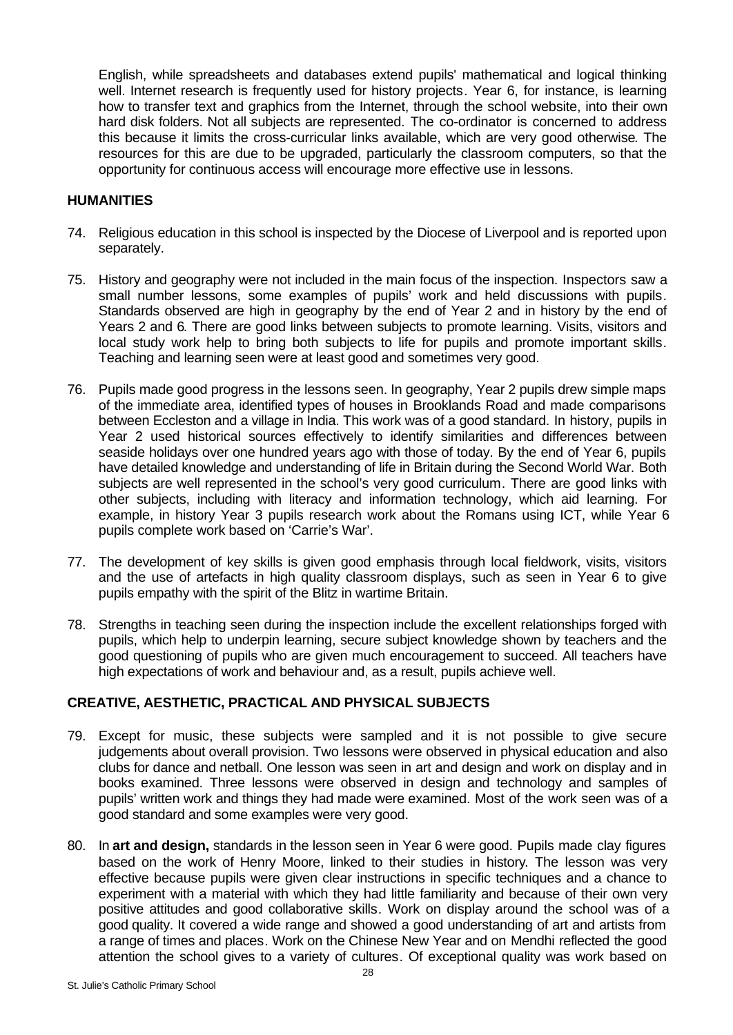English, while spreadsheets and databases extend pupils' mathematical and logical thinking well. Internet research is frequently used for history projects. Year 6, for instance, is learning how to transfer text and graphics from the Internet, through the school website, into their own hard disk folders. Not all subjects are represented. The co-ordinator is concerned to address this because it limits the cross-curricular links available, which are very good otherwise. The resources for this are due to be upgraded, particularly the classroom computers, so that the opportunity for continuous access will encourage more effective use in lessons.

## HUMANITIES

74. Religious education in this school is inspected by the Diocese of Liverpool and is reported upon separately.

75. History and geography were not included in the main focus of the inspection. Inspectors saw a small number lessons, some examples of pupils' work and held discussions with pupils. Standards observed are high in geography by the end of Year 2 and in history by the end of Years 2 and 6. There are good links between subjects to promote learning. Visits, visitors and local study work help to bring both subjects to life for pupils and promote important skills. Teaching and learning seen were at least good and sometimes very good.

76. Pupils made good progress in the lessons seen. In geography, Year 2 pupils drew simple maps of the immediate area, identified types of houses in Brooklands Road and made comparisons between Eccleston and a village in India. This work was of a good standard. In history, pupils in Year 2 used historical sources effectively to identify similarities and differences between seaside holidays over one hundred years ago with those of today. By the end of Year 6, pupils have detailed knowledge and understanding of life in Britain during the Second World War. Both subjects are well represented in the school's very good curriculum. There are good links with other subjects, including with literacy and information technology, which aid learning. For example, in history Year 3 pupils research work about the Romans using ICT, while Year 6 pupils complete work based on 'Carrie's War'.

77. The development of key skills is given good emphasis through local fieldwork, visits, visitors and the use of artefacts in high quality classroom displays, such as seen in Year 6 to give pupils empathy with the spirit of the Blitz in wartime Britain.

78. Strengths in teaching seen during the inspection include the excellent relationships forged with pupils, which help to underpin learning, secure subject knowledge shown by teachers and the good questioning of pupils who are given much encouragement to succeed. All teachers have high expectations of work and behaviour and, as a result, pupils achieve well.

## CREATIVE, AESTHETIC, PRACTICAL AND PHYSICAL SUBJECTS

79. Except for music, these subjects were sampled and it is not possible to give secure judgements about overall provision. Two lessons were observed in physical education and also clubs for dance and netball. One lesson was seen in art and design and work on display and in books examined. Three lessons were observed in design and technology and samples of pupils' written work and things they had made were examined. Most of the work seen was of a good standard and some examples were very good.

80. In **art and design,** standards in the lesson seen in Year 6 were good. Pupils made clay figures based on the work of Henry Moore, linked to their studies in history. The lesson was very effective because pupils were given clear instructions in specific techniques and a chance to experiment with a material with which they had little familiarity and because of their own very positive attitudes and good collaborative skills. Work on display around the school was of a good quality. It covered a wide range and showed a good understanding of art and artists from a range of times and places. Work on the Chinese New Year and on Mendhi reflected the good attention the school gives to a variety of cultures. Of exceptional quality was work based on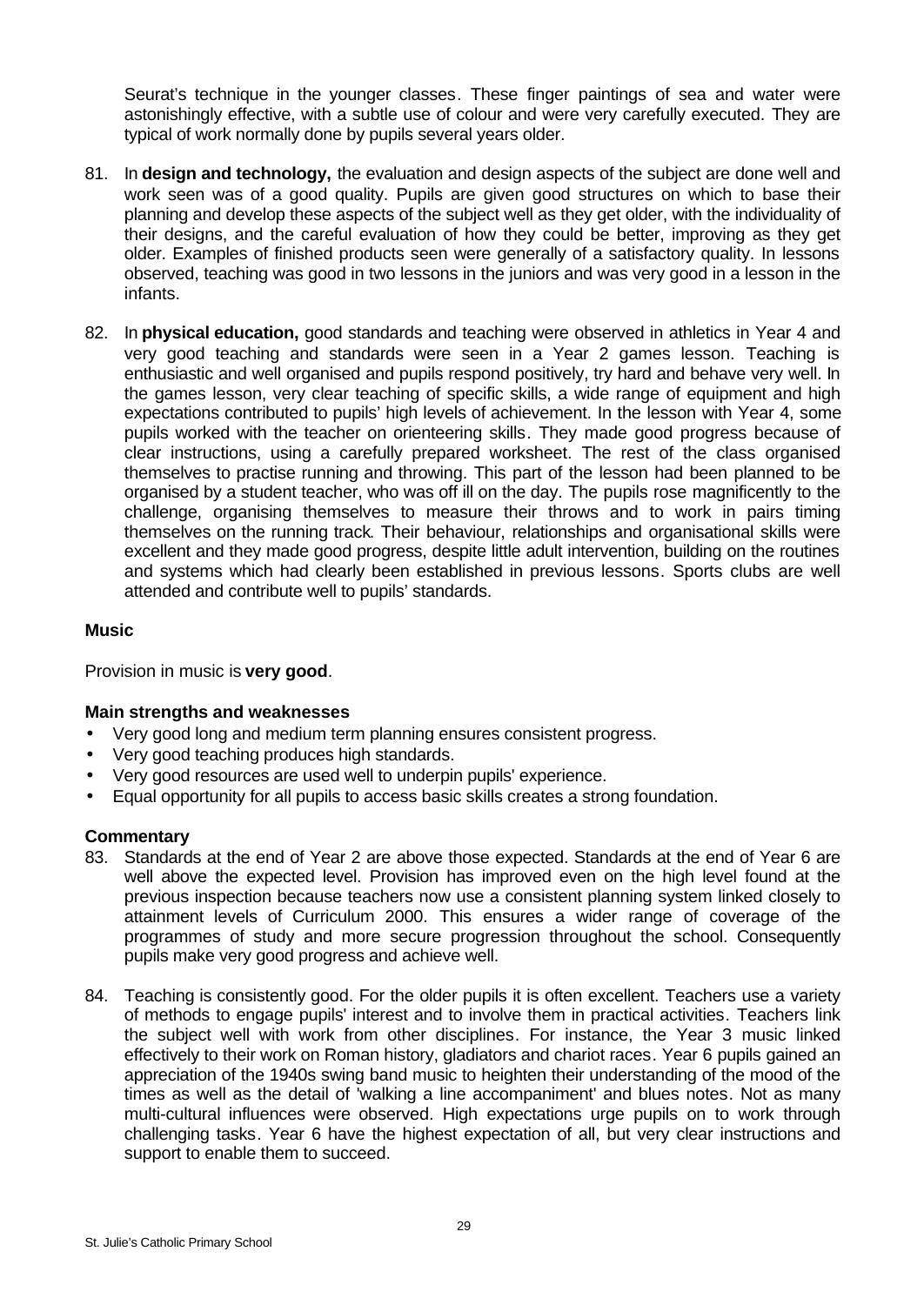Seurat's technique in the younger classes. These finger paintings of sea and water were astonishingly effective, with a subtle use of colour and were very carefully executed. They are typical of work normally done by pupils several years older.

81. In **design and technology,** the evaluation and design aspects of the subject are done well and work seen was of a good quality. Pupils are given good structures on which to base their planning and develop these aspects of the subject well as they get older, with the individuality of their designs, and the careful evaluation of how they could be better, improving as they get older. Examples of finished products seen were generally of a satisfactory quality. In lessons observed, teaching was good in two lessons in the juniors and was very good in a lesson in the infants.

82. In **physical education,** good standards and teaching were observed in athletics in Year 4 and very good teaching and standards were seen in a Year 2 games lesson. Teaching is enthusiastic and well organised and pupils respond positively, try hard and behave very well. In the games lesson, very clear teaching of specific skills, a wide range of equipment and high expectations contributed to pupils' high levels of achievement. In the lesson with Year 4, some pupils worked with the teacher on orienteering skills. They made good progress because of clear instructions, using a carefully prepared worksheet. The rest of the class organised themselves to practise running and throwing. This part of the lesson had been planned to be organised by a student teacher, who was off ill on the day. The pupils rose magnificently to the challenge, organising themselves to measure their throws and to work in pairs timing themselves on the running track. Their behaviour, relationships and organisational skills were excellent and they made good progress, despite little adult intervention, building on the routines and systems which had clearly been established in previous lessons. Sports clubs are well attended and contribute well to pupils' standards.

### Music

Provision in music is **very good**.

#### Main strengths and weaknesses

- Very good long and medium term planning ensures consistent progress.
- Very good teaching produces high standards.
- Very good resources are used well to underpin pupils' experience.
- Equal opportunity for all pupils to access basic skills creates a strong foundation.

#### Commentary

83. Standards at the end of Year 2 are above those expected. Standards at the end of Year 6 are well above the expected level. Provision has improved even on the high level found at the previous inspection because teachers now use a consistent planning system linked closely to attainment levels of Curriculum 2000. This ensures a wider range of coverage of the programmes of study and more secure progression throughout the school. Consequently pupils make very good progress and achieve well.

84. Teaching is consistently good. For the older pupils it is often excellent. Teachers use a variety of methods to engage pupils' interest and to involve them in practical activities. Teachers link the subject well with work from other disciplines. For instance, the Year 3 music linked effectively to their work on Roman history, gladiators and chariot races. Year 6 pupils gained an appreciation of the 1940s swing band music to heighten their understanding of the mood of the times as well as the detail of 'walking a line accompaniment' and blues notes. Not as many multi-cultural influences were observed. High expectations urge pupils on to work through challenging tasks. Year 6 have the highest expectation of all, but very clear instructions and support to enable them to succeed.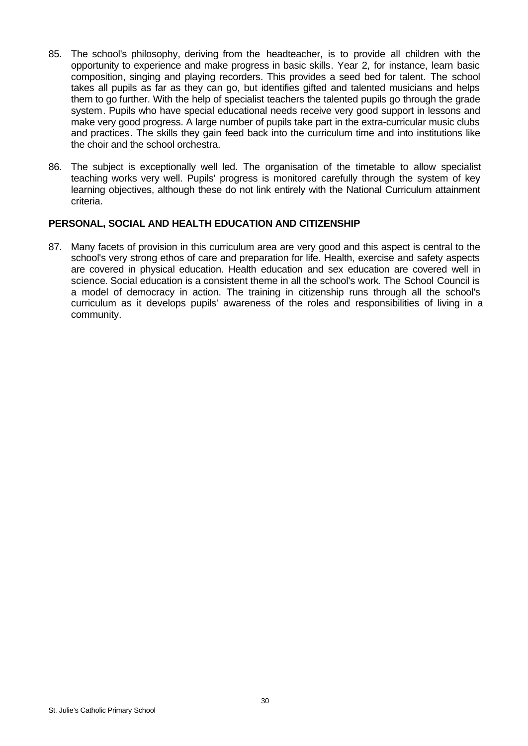85. The school's philosophy, deriving from the headteacher, is to provide all children with the opportunity to experience and make progress in basic skills. Year 2, for instance, learn basic composition, singing and playing recorders. This provides a seed bed for talent. The school takes all pupils as far as they can go, but identifies gifted and talented musicians and helps them to go further. With the help of specialist teachers the talented pupils go through the grade system. Pupils who have special educational needs receive very good support in lessons and make very good progress. A large number of pupils take part in the extra-curricular music clubs and practices. The skills they gain feed back into the curriculum time and into institutions like the choir and the school orchestra.

86. The subject is exceptionally well led. The organisation of the timetable to allow specialist teaching works very well. Pupils' progress is monitored carefully through the system of key learning objectives, although these do not link entirely with the National Curriculum attainment criteria.

## PERSONAL, SOCIAL AND HEALTH EDUCATION AND CITIZENSHIP

87. Many facets of provision in this curriculum area are very good and this aspect is central to the school's very strong ethos of care and preparation for life. Health, exercise and safety aspects are covered in physical education. Health education and sex education are covered well in science. Social education is a consistent theme in all the school's work. The School Council is a model of democracy in action. The training in citizenship runs through all the school's curriculum as it develops pupils' awareness of the roles and responsibilities of living in a community.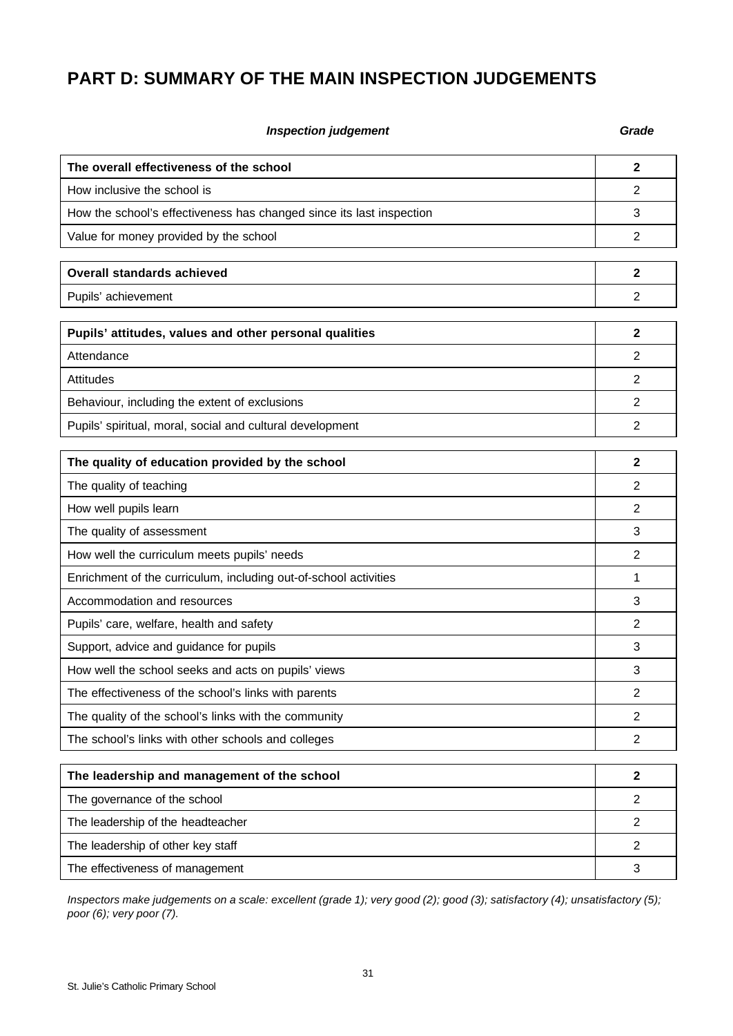# PART D: SUMMARY OF THE MAIN INSPECTION JUDGEMENTS

| *Inspection judgement* | *Grade* |
|---|---|
| **The overall effectiveness of the school** | **2** |
| How inclusive the school is | 2 |
| How the school's effectiveness has changed since its last inspection | 3 |
| Value for money provided by the school | 2 |
| **Overall standards achieved** | **2** |
| Pupils' achievement | 2 |
| **Pupils' attitudes, values and other personal qualities** | **2** |
| Attendance | 2 |
| Attitudes | 2 |
| Behaviour, including the extent of exclusions | 2 |
| Pupils' spiritual, moral, social and cultural development | 2 |
| **The quality of education provided by the school** | **2** |
| The quality of teaching | 2 |
| How well pupils learn | 2 |
| The quality of assessment | 3 |
| How well the curriculum meets pupils' needs | 2 |
| Enrichment of the curriculum, including out-of-school activities | 1 |
| Accommodation and resources | 3 |
| Pupils' care, welfare, health and safety | 2 |
| Support, advice and guidance for pupils | 3 |
| How well the school seeks and acts on pupils' views | 3 |
| The effectiveness of the school's links with parents | 2 |
| The quality of the school's links with the community | 2 |
| The school's links with other schools and colleges | 2 |
| **The leadership and management of the school** | **2** |
| The governance of the school | 2 |
| The leadership of the headteacher | 2 |
| The leadership of other key staff | 2 |
| The effectiveness of management | 3 |

*Inspectors make judgements on a scale: excellent (grade 1); very good (2); good (3); satisfactory (4); unsatisfactory (5); poor (6); very poor (7).*